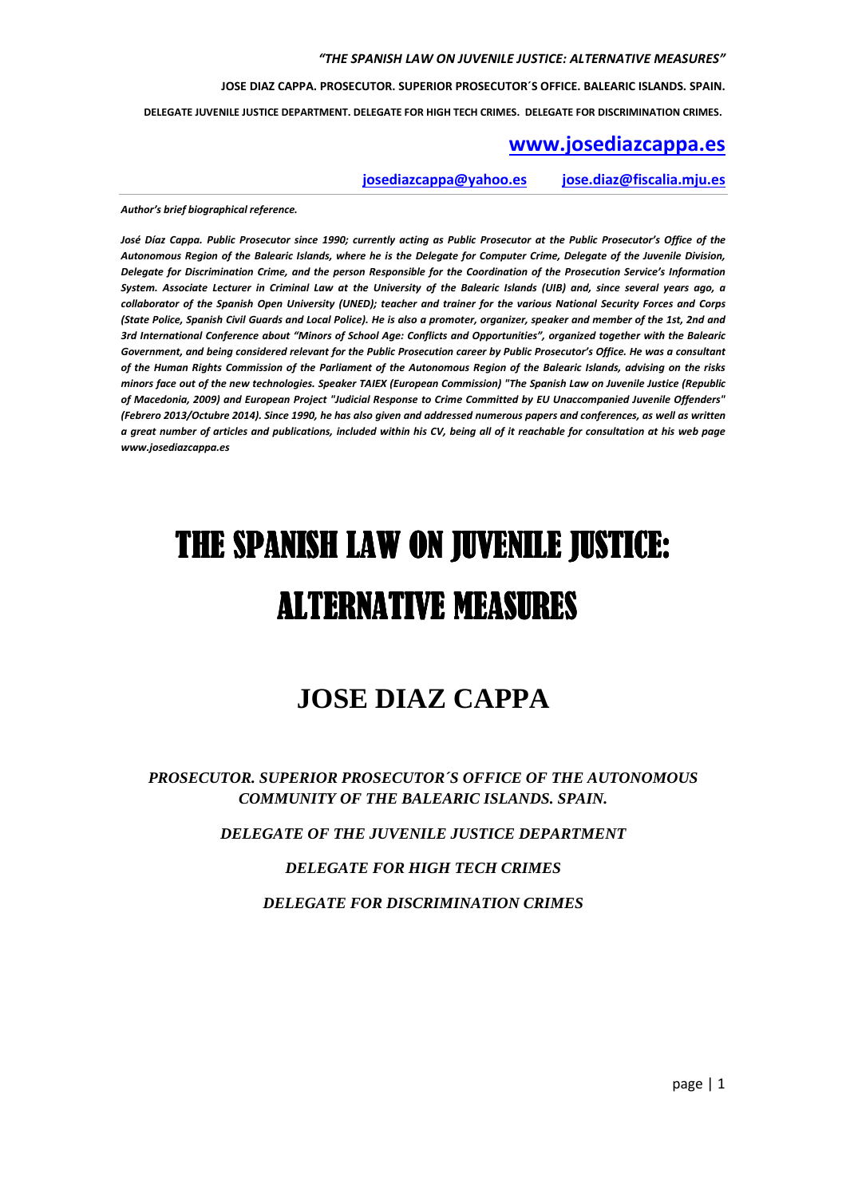*"THE SPANISH LAW ON JUVENILE JUSTICE: ALTERNATIVE MEASURES"*

**JOSE DIAZ CAPPA. PROSECUTOR. SUPERIOR PROSECUTOR´S OFFICE. BALEARIC ISLANDS. SPAIN.**

**DELEGATE JUVENILE JUSTICE DEPARTMENT. DELEGATE FOR HIGH TECH CRIMES. DELEGATE FOR DISCRIMINATION CRIMES.**

**www.josediazcappa.es**

**josediazcappa@yahoo.es** **jose.diaz@fiscalia.mju.es**

***Author's brief biographical reference.***

***José Díaz Cappa. Public Prosecutor since 1990; currently acting as Public Prosecutor at the Public Prosecutor's Office of the Autonomous Region of the Balearic Islands, where he is the Delegate for Computer Crime, Delegate of the Juvenile Division, Delegate for Discrimination Crime, and the person Responsible for the Coordination of the Prosecution Service's Information System. Associate Lecturer in Criminal Law at the University of the Balearic Islands (UIB) and, since several years ago, a collaborator of the Spanish Open University (UNED); teacher and trainer for the various National Security Forces and Corps (State Police, Spanish Civil Guards and Local Police). He is also a promoter, organizer, speaker and member of the 1st, 2nd and 3rd International Conference about "Minors of School Age: Conflicts and Opportunities", organized together with the Balearic Government, and being considered relevant for the Public Prosecution career by Public Prosecutor's Office. He was a consultant of the Human Rights Commission of the Parliament of the Autonomous Region of the Balearic Islands, advising on the risks minors face out of the new technologies. Speaker TAIEX (European Commission) "The Spanish Law on Juvenile Justice (Republic of Macedonia, 2009) and European Project "Judicial Response to Crime Committed by EU Unaccompanied Juvenile Offenders" (Febrero 2013/Octubre 2014). Since 1990, he has also given and addressed numerous papers and conferences, as well as written a great number of articles and publications, included within his CV, being all of it reachable for consultation at his web page www.josediazcappa.es***

# THE SPANISH LAW ON JUVENILE JUSTICE: ALTERNATIVE MEASURES

## JOSE DIAZ CAPPA

***PROSECUTOR. SUPERIOR PROSECUTOR´S OFFICE OF THE AUTONOMOUS COMMUNITY OF THE BALEARIC ISLANDS. SPAIN.***

***DELEGATE OF THE JUVENILE JUSTICE DEPARTMENT***

***DELEGATE FOR HIGH TECH CRIMES***

***DELEGATE FOR DISCRIMINATION CRIMES***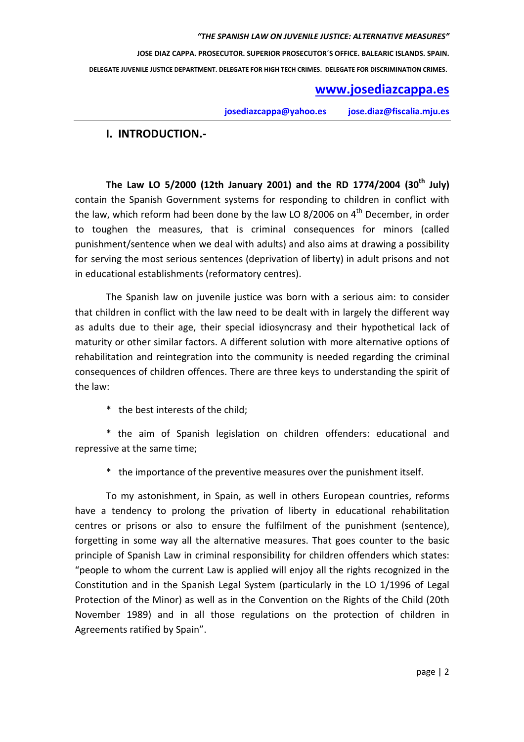## I. INTRODUCTION.-

**The Law LO 5/2000 (12th January 2001) and the RD 1774/2004 (30th July)** contain the Spanish Government systems for responding to children in conflict with the law, which reform had been done by the law LO 8/2006 on 4th December, in order to toughen the measures, that is criminal consequences for minors (called punishment/sentence when we deal with adults) and also aims at drawing a possibility for serving the most serious sentences (deprivation of liberty) in adult prisons and not in educational establishments (reformatory centres).

The Spanish law on juvenile justice was born with a serious aim: to consider that children in conflict with the law need to be dealt with in largely the different way as adults due to their age, their special idiosyncrasy and their hypothetical lack of maturity or other similar factors. A different solution with more alternative options of rehabilitation and reintegration into the community is needed regarding the criminal consequences of children offences. There are three keys to understanding the spirit of the law:

* the best interests of the child;

* the aim of Spanish legislation on children offenders: educational and repressive at the same time;

* the importance of the preventive measures over the punishment itself.

To my astonishment, in Spain, as well in others European countries, reforms have a tendency to prolong the privation of liberty in educational rehabilitation centres or prisons or also to ensure the fulfilment of the punishment (sentence), forgetting in some way all the alternative measures. That goes counter to the basic principle of Spanish Law in criminal responsibility for children offenders which states: "people to whom the current Law is applied will enjoy all the rights recognized in the Constitution and in the Spanish Legal System (particularly in the LO 1/1996 of Legal Protection of the Minor) as well as in the Convention on the Rights of the Child (20th November 1989) and in all those regulations on the protection of children in Agreements ratified by Spain".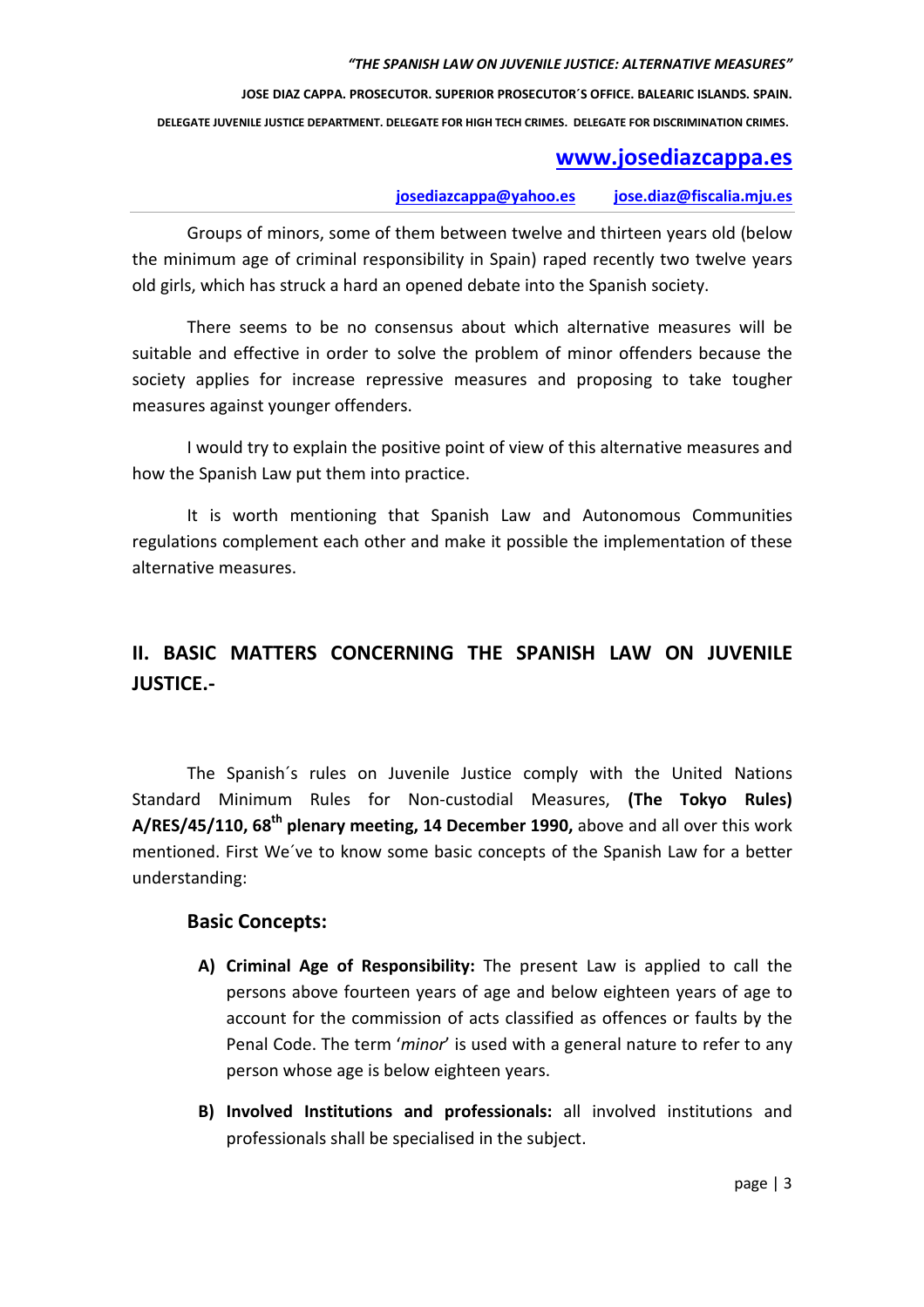Groups of minors, some of them between twelve and thirteen years old (below the minimum age of criminal responsibility in Spain) raped recently two twelve years old girls, which has struck a hard an opened debate into the Spanish society.

There seems to be no consensus about which alternative measures will be suitable and effective in order to solve the problem of minor offenders because the society applies for increase repressive measures and proposing to take tougher measures against younger offenders.

I would try to explain the positive point of view of this alternative measures and how the Spanish Law put them into practice.

It is worth mentioning that Spanish Law and Autonomous Communities regulations complement each other and make it possible the implementation of these alternative measures.

## II. BASIC MATTERS CONCERNING THE SPANISH LAW ON JUVENILE JUSTICE.-

The Spanish´s rules on Juvenile Justice comply with the United Nations Standard Minimum Rules for Non-custodial Measures, **(The Tokyo Rules) A/RES/45/110, 68th plenary meeting, 14 December 1990,** above and all over this work mentioned. First We´ve to know some basic concepts of the Spanish Law for a better understanding:

### Basic Concepts:

**A) Criminal Age of Responsibility:** The present Law is applied to call the persons above fourteen years of age and below eighteen years of age to account for the commission of acts classified as offences or faults by the Penal Code. The term '*minor*' is used with a general nature to refer to any person whose age is below eighteen years.

**B) Involved Institutions and professionals:** all involved institutions and professionals shall be specialised in the subject.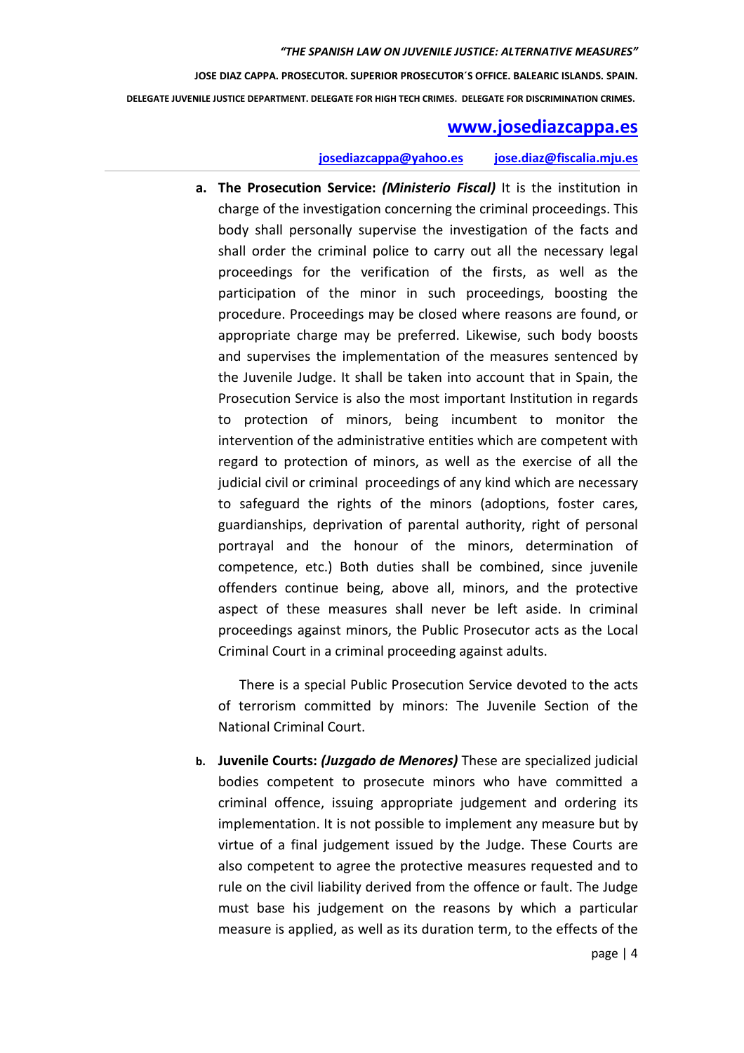a. **The Prosecution Service:** ***(Ministerio Fiscal)*** It is the institution in charge of the investigation concerning the criminal proceedings. This body shall personally supervise the investigation of the facts and shall order the criminal police to carry out all the necessary legal proceedings for the verification of the firsts, as well as the participation of the minor in such proceedings, boosting the procedure. Proceedings may be closed where reasons are found, or appropriate charge may be preferred. Likewise, such body boosts and supervises the implementation of the measures sentenced by the Juvenile Judge. It shall be taken into account that in Spain, the Prosecution Service is also the most important Institution in regards to protection of minors, being incumbent to monitor the intervention of the administrative entities which are competent with regard to protection of minors, as well as the exercise of all the judicial civil or criminal proceedings of any kind which are necessary to safeguard the rights of the minors (adoptions, foster cares, guardianships, deprivation of parental authority, right of personal portrayal and the honour of the minors, determination of competence, etc.) Both duties shall be combined, since juvenile offenders continue being, above all, minors, and the protective aspect of these measures shall never be left aside. In criminal proceedings against minors, the Public Prosecutor acts as the Local Criminal Court in a criminal proceeding against adults.

   There is a special Public Prosecution Service devoted to the acts of terrorism committed by minors: The Juvenile Section of the National Criminal Court.

b. **Juvenile Courts:** ***(Juzgado de Menores)*** These are specialized judicial bodies competent to prosecute minors who have committed a criminal offence, issuing appropriate judgement and ordering its implementation. It is not possible to implement any measure but by virtue of a final judgement issued by the Judge. These Courts are also competent to agree the protective measures requested and to rule on the civil liability derived from the offence or fault. The Judge must base his judgement on the reasons by which a particular measure is applied, as well as its duration term, to the effects of the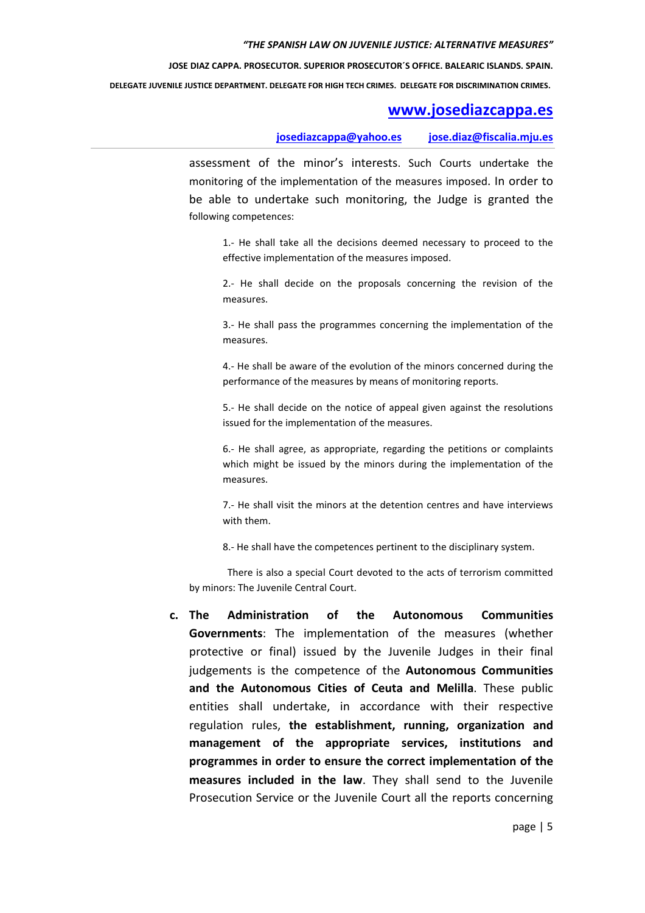assessment of the minor's interests. Such Courts undertake the monitoring of the implementation of the measures imposed. In order to be able to undertake such monitoring, the Judge is granted the following competences:

1.- He shall take all the decisions deemed necessary to proceed to the effective implementation of the measures imposed.

2.- He shall decide on the proposals concerning the revision of the measures.

3.- He shall pass the programmes concerning the implementation of the measures.

4.- He shall be aware of the evolution of the minors concerned during the performance of the measures by means of monitoring reports.

5.- He shall decide on the notice of appeal given against the resolutions issued for the implementation of the measures.

6.- He shall agree, as appropriate, regarding the petitions or complaints which might be issued by the minors during the implementation of the measures.

7.- He shall visit the minors at the detention centres and have interviews with them.

8.- He shall have the competences pertinent to the disciplinary system.

There is also a special Court devoted to the acts of terrorism committed by minors: The Juvenile Central Court.

c. **The Administration of the Autonomous Communities Governments**: The implementation of the measures (whether protective or final) issued by the Juvenile Judges in their final judgements is the competence of the **Autonomous Communities and the Autonomous Cities of Ceuta and Melilla**. These public entities shall undertake, in accordance with their respective regulation rules, **the establishment, running, organization and management of the appropriate services, institutions and programmes in order to ensure the correct implementation of the measures included in the law**. They shall send to the Juvenile Prosecution Service or the Juvenile Court all the reports concerning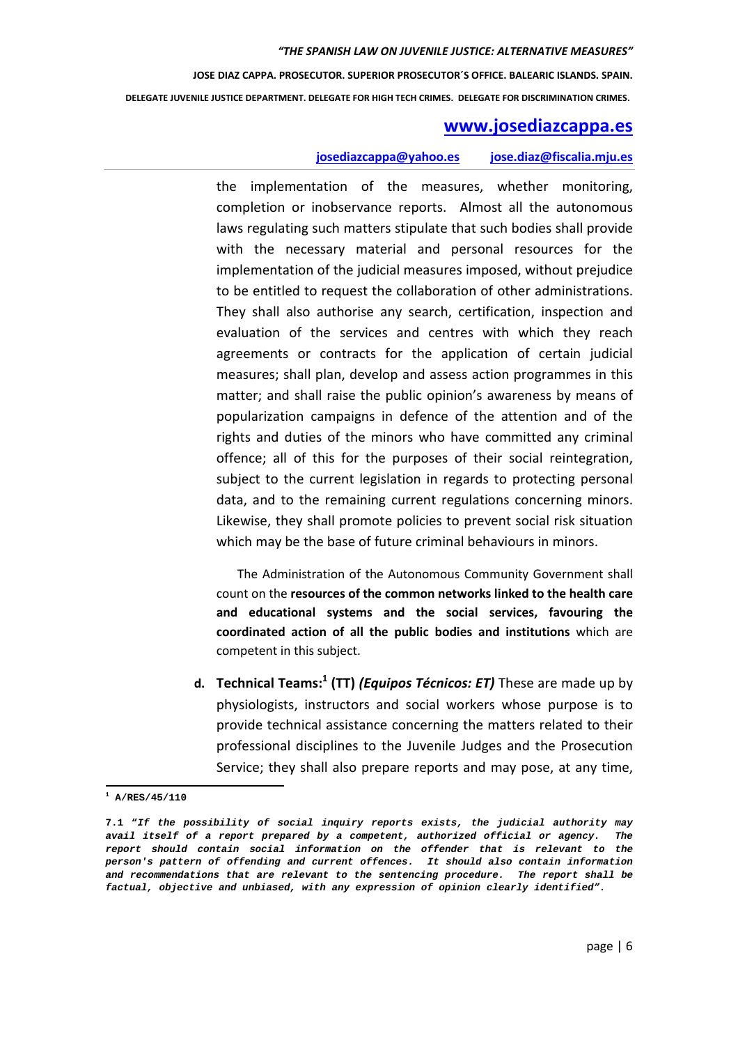the implementation of the measures, whether monitoring, completion or inobservance reports. Almost all the autonomous laws regulating such matters stipulate that such bodies shall provide with the necessary material and personal resources for the implementation of the judicial measures imposed, without prejudice to be entitled to request the collaboration of other administrations. They shall also authorise any search, certification, inspection and evaluation of the services and centres with which they reach agreements or contracts for the application of certain judicial measures; shall plan, develop and assess action programmes in this matter; and shall raise the public opinion's awareness by means of popularization campaigns in defence of the attention and of the rights and duties of the minors who have committed any criminal offence; all of this for the purposes of their social reintegration, subject to the current legislation in regards to protecting personal data, and to the remaining current regulations concerning minors. Likewise, they shall promote policies to prevent social risk situation which may be the base of future criminal behaviours in minors.

The Administration of the Autonomous Community Government shall count on the **resources of the common networks linked to the health care and educational systems and the social services, favouring the coordinated action of all the public bodies and institutions** which are competent in this subject.

**d. Technical Teams:[1] (TT)** ***(Equipos Técnicos: ET)*** These are made up by physiologists, instructors and social workers whose purpose is to provide technical assistance concerning the matters related to their professional disciplines to the Juvenile Judges and the Prosecution Service; they shall also prepare reports and may pose, at any time,

---

[1] **A/RES/45/110**

**7.1** ***"If the possibility of social inquiry reports exists, the judicial authority may avail itself of a report prepared by a competent, authorized official or agency. The report should contain social information on the offender that is relevant to the person's pattern of offending and current offences. It should also contain information and recommendations that are relevant to the sentencing procedure. The report shall be factual, objective and unbiased, with any expression of opinion clearly identified".***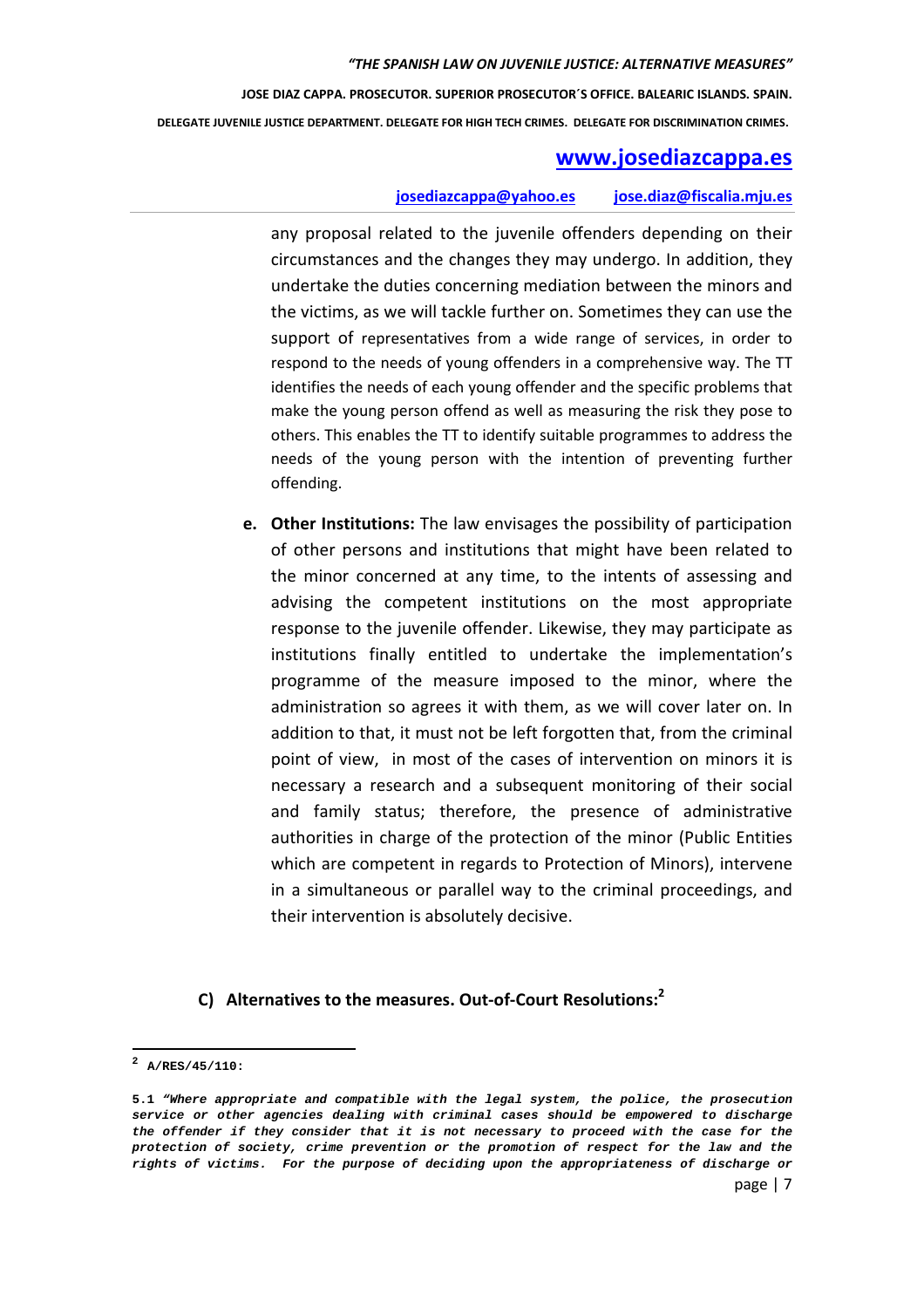any proposal related to the juvenile offenders depending on their circumstances and the changes they may undergo. In addition, they undertake the duties concerning mediation between the minors and the victims, as we will tackle further on. Sometimes they can use the support of representatives from a wide range of services, in order to respond to the needs of young offenders in a comprehensive way. The TT identifies the needs of each young offender and the specific problems that make the young person offend as well as measuring the risk they pose to others. This enables the TT to identify suitable programmes to address the needs of the young person with the intention of preventing further offending.

e. **Other Institutions:** The law envisages the possibility of participation of other persons and institutions that might have been related to the minor concerned at any time, to the intents of assessing and advising the competent institutions on the most appropriate response to the juvenile offender. Likewise, they may participate as institutions finally entitled to undertake the implementation's programme of the measure imposed to the minor, where the administration so agrees it with them, as we will cover later on. In addition to that, it must not be left forgotten that, from the criminal point of view, in most of the cases of intervention on minors it is necessary a research and a subsequent monitoring of their social and family status; therefore, the presence of administrative authorities in charge of the protection of the minor (Public Entities which are competent in regards to Protection of Minors), intervene in a simultaneous or parallel way to the criminal proceedings, and their intervention is absolutely decisive.

## C) Alternatives to the measures. Out-of-Court Resolutions:[2]

---

[2] **A/RES/45/110:**

**5.1** ***"Where appropriate and compatible with the legal system, the police, the prosecution service or other agencies dealing with criminal cases should be empowered to discharge the offender if they consider that it is not necessary to proceed with the case for the protection of society, crime prevention or the promotion of respect for the law and the rights of victims. For the purpose of deciding upon the appropriateness of discharge or***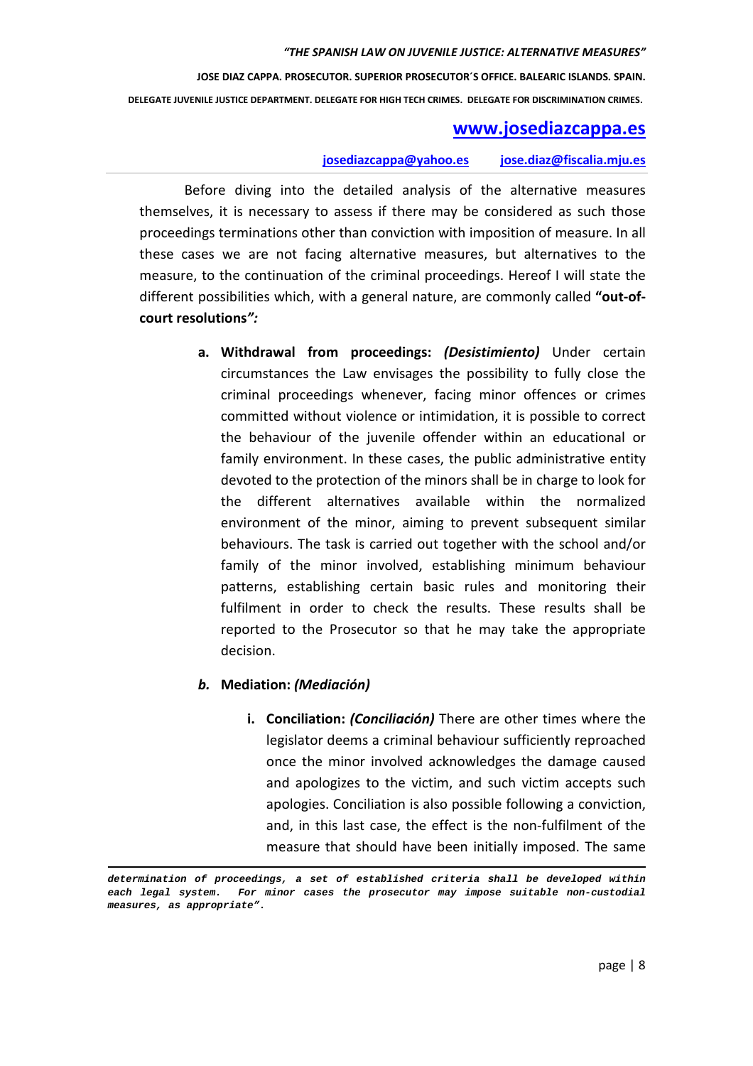Before diving into the detailed analysis of the alternative measures themselves, it is necessary to assess if there may be considered as such those proceedings terminations other than conviction with imposition of measure. In all these cases we are not facing alternative measures, but alternatives to the measure, to the continuation of the criminal proceedings. Hereof I will state the different possibilities which, with a general nature, are commonly called **"out-of-court resolutions***":*

a. **Withdrawal from proceedings:** ***(Desistimiento)*** Under certain circumstances the Law envisages the possibility to fully close the criminal proceedings whenever, facing minor offences or crimes committed without violence or intimidation, it is possible to correct the behaviour of the juvenile offender within an educational or family environment. In these cases, the public administrative entity devoted to the protection of the minors shall be in charge to look for the different alternatives available within the normalized environment of the minor, aiming to prevent subsequent similar behaviours. The task is carried out together with the school and/or family of the minor involved, establishing minimum behaviour patterns, establishing certain basic rules and monitoring their fulfilment in order to check the results. These results shall be reported to the Prosecutor so that he may take the appropriate decision.

***b.*** **Mediation:** ***(Mediación)***

   i. **Conciliation:** ***(Conciliación)*** There are other times where the legislator deems a criminal behaviour sufficiently reproached once the minor involved acknowledges the damage caused and apologizes to the victim, and such victim accepts such apologies. Conciliation is also possible following a conviction, and, in this last case, the effect is the non-fulfilment of the measure that should have been initially imposed. The same

---

***determination of proceedings, a set of established criteria shall be developed within each legal system. For minor cases the prosecutor may impose suitable non-custodial measures, as appropriate".***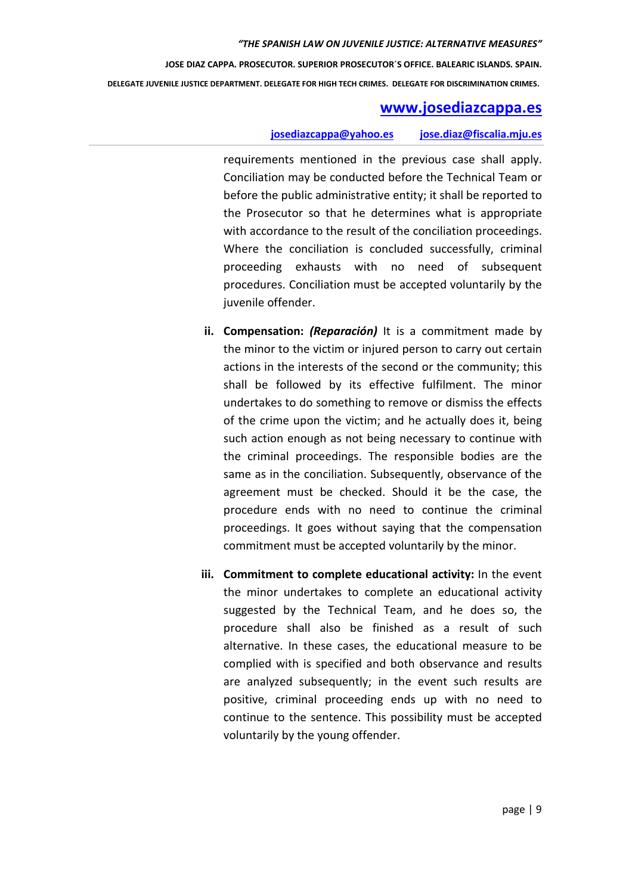requirements mentioned in the previous case shall apply. Conciliation may be conducted before the Technical Team or before the public administrative entity; it shall be reported to the Prosecutor so that he determines what is appropriate with accordance to the result of the conciliation proceedings. Where the conciliation is concluded successfully, criminal proceeding exhausts with no need of subsequent procedures. Conciliation must be accepted voluntarily by the juvenile offender.

ii. **Compensation:** ***(Reparación)*** It is a commitment made by the minor to the victim or injured person to carry out certain actions in the interests of the second or the community; this shall be followed by its effective fulfilment. The minor undertakes to do something to remove or dismiss the effects of the crime upon the victim; and he actually does it, being such action enough as not being necessary to continue with the criminal proceedings. The responsible bodies are the same as in the conciliation. Subsequently, observance of the agreement must be checked. Should it be the case, the procedure ends with no need to continue the criminal proceedings. It goes without saying that the compensation commitment must be accepted voluntarily by the minor.

iii. **Commitment to complete educational activity:** In the event the minor undertakes to complete an educational activity suggested by the Technical Team, and he does so, the procedure shall also be finished as a result of such alternative. In these cases, the educational measure to be complied with is specified and both observance and results are analyzed subsequently; in the event such results are positive, criminal proceeding ends up with no need to continue to the sentence. This possibility must be accepted voluntarily by the young offender.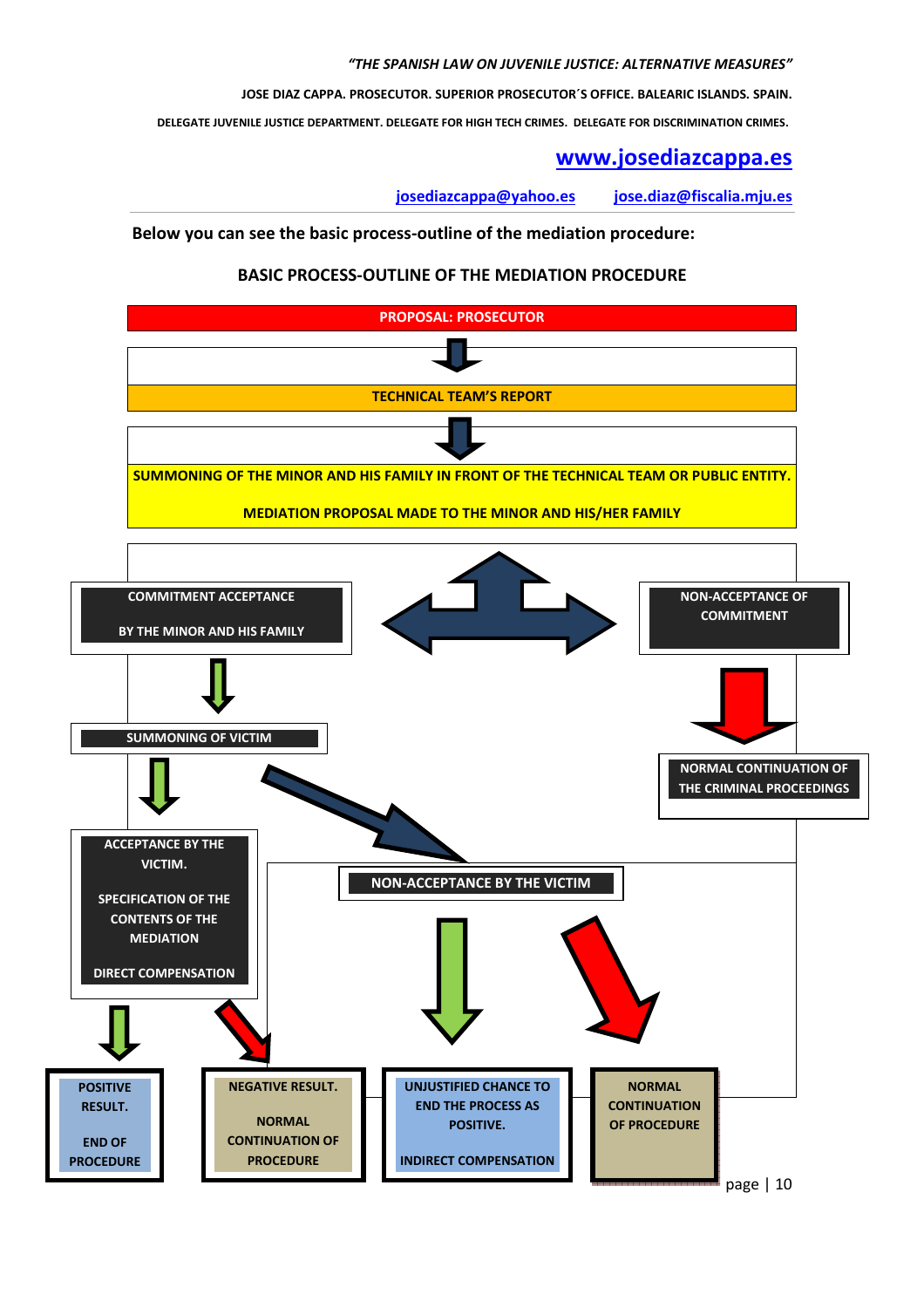Below you can see the basic process-outline of the mediation procedure:

## BASIC PROCESS-OUTLINE OF THE MEDIATION PROCEDURE

PROPOSAL: PROSECUTOR

TECHNICAL TEAM'S REPORT

SUMMONING OF THE MINOR AND HIS FAMILY IN FRONT OF THE TECHNICAL TEAM OR PUBLIC ENTITY.

MEDIATION PROPOSAL MADE TO THE MINOR AND HIS/HER FAMILY

COMMITMENT ACCEPTANCE BY THE MINOR AND HIS FAMILY

NON-ACCEPTANCE OF COMMITMENT

SUMMONING OF VICTIM

NORMAL CONTINUATION OF THE CRIMINAL PROCEEDINGS

ACCEPTANCE BY THE VICTIM.

SPECIFICATION OF THE CONTENTS OF THE MEDIATION

DIRECT COMPENSATION

NON-ACCEPTANCE BY THE VICTIM

POSITIVE RESULT.

END OF PROCEDURE

NEGATIVE RESULT.

NORMAL CONTINUATION OF PROCEDURE

UNJUSTIFIED CHANCE TO END THE PROCESS AS POSITIVE.

INDIRECT COMPENSATION

NORMAL CONTINUATION OF PROCEDURE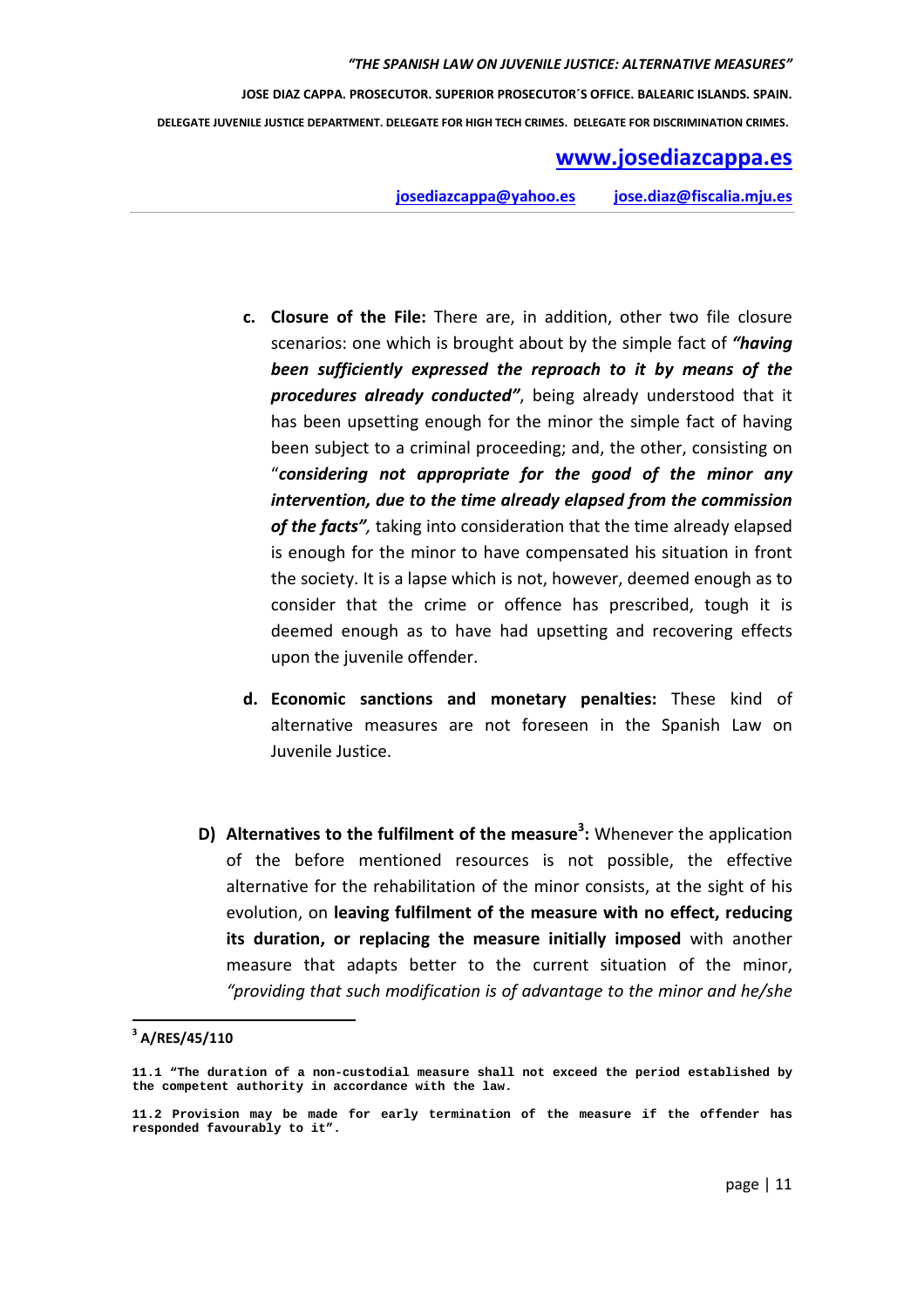c. **Closure of the File:** There are, in addition, other two file closure scenarios: one which is brought about by the simple fact of ***"having been sufficiently expressed the reproach to it by means of the procedures already conducted"***, being already understood that it has been upsetting enough for the minor the simple fact of having been subject to a criminal proceeding; and, the other, consisting on "***considering not appropriate for the good of the minor any intervention, due to the time already elapsed from the commission of the facts",*** taking into consideration that the time already elapsed is enough for the minor to have compensated his situation in front the society. It is a lapse which is not, however, deemed enough as to consider that the crime or offence has prescribed, tough it is deemed enough as to have had upsetting and recovering effects upon the juvenile offender.

d. **Economic sanctions and monetary penalties:** These kind of alternative measures are not foreseen in the Spanish Law on Juvenile Justice.

**D) Alternatives to the fulfilment of the measure[3]:** Whenever the application of the before mentioned resources is not possible, the effective alternative for the rehabilitation of the minor consists, at the sight of his evolution, on **leaving fulfilment of the measure with no effect, reducing its duration, or replacing the measure initially imposed** with another measure that adapts better to the current situation of the minor, *"providing that such modification is of advantage to the minor and he/she*

---

[3] **A/RES/45/110**

**11.1 "The duration of a non-custodial measure shall not exceed the period established by the competent authority in accordance with the law.**

**11.2 Provision may be made for early termination of the measure if the offender has responded favourably to it".**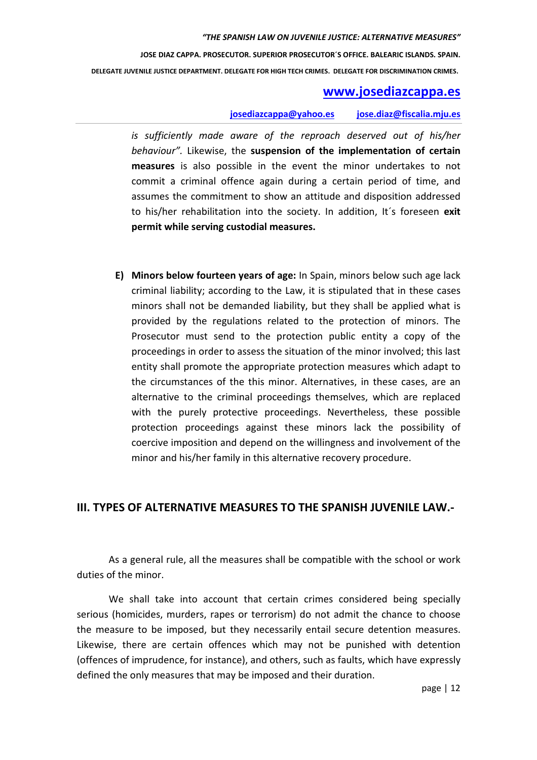*is sufficiently made aware of the reproach deserved out of his/her behaviour".* Likewise, the **suspension of the implementation of certain measures** is also possible in the event the minor undertakes to not commit a criminal offence again during a certain period of time, and assumes the commitment to show an attitude and disposition addressed to his/her rehabilitation into the society. In addition, It´s foreseen **exit permit while serving custodial measures.**

**E) Minors below fourteen years of age:** In Spain, minors below such age lack criminal liability; according to the Law, it is stipulated that in these cases minors shall not be demanded liability, but they shall be applied what is provided by the regulations related to the protection of minors. The Prosecutor must send to the protection public entity a copy of the proceedings in order to assess the situation of the minor involved; this last entity shall promote the appropriate protection measures which adapt to the circumstances of the this minor. Alternatives, in these cases, are an alternative to the criminal proceedings themselves, which are replaced with the purely protective proceedings. Nevertheless, these possible protection proceedings against these minors lack the possibility of coercive imposition and depend on the willingness and involvement of the minor and his/her family in this alternative recovery procedure.

## III. TYPES OF ALTERNATIVE MEASURES TO THE SPANISH JUVENILE LAW.-

As a general rule, all the measures shall be compatible with the school or work duties of the minor.

We shall take into account that certain crimes considered being specially serious (homicides, murders, rapes or terrorism) do not admit the chance to choose the measure to be imposed, but they necessarily entail secure detention measures. Likewise, there are certain offences which may not be punished with detention (offences of imprudence, for instance), and others, such as faults, which have expressly defined the only measures that may be imposed and their duration.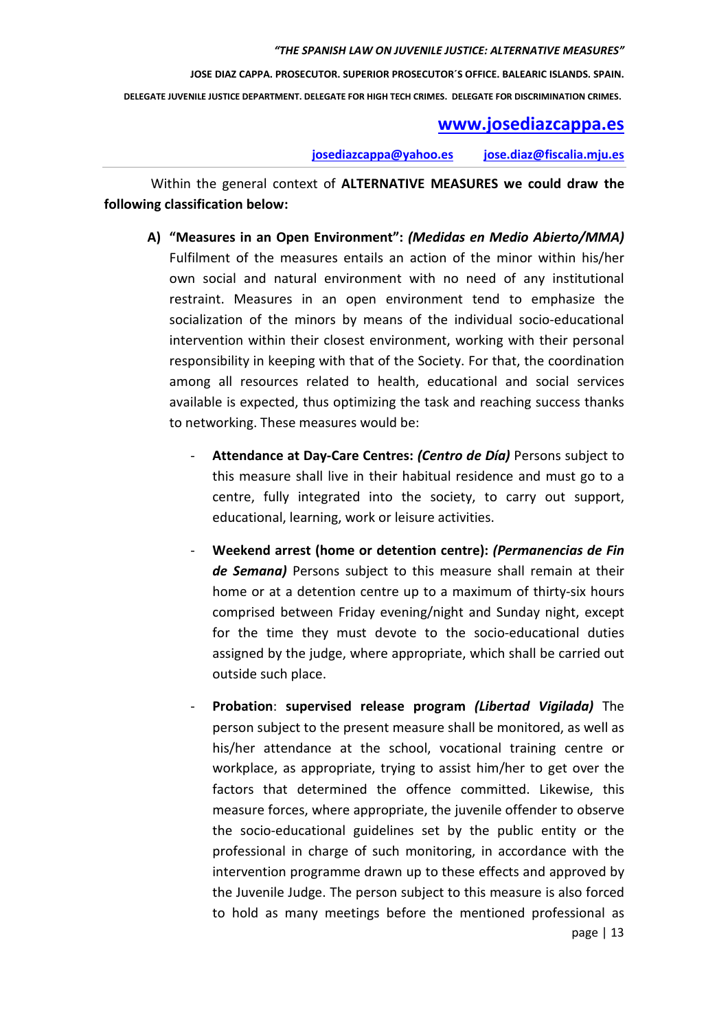Within the general context of **ALTERNATIVE MEASURES we could draw the following classification below:**

A) **"Measures in an Open Environment":** ***(Medidas en Medio Abierto/MMA)*** Fulfilment of the measures entails an action of the minor within his/her own social and natural environment with no need of any institutional restraint. Measures in an open environment tend to emphasize the socialization of the minors by means of the individual socio-educational intervention within their closest environment, working with their personal responsibility in keeping with that of the Society. For that, the coordination among all resources related to health, educational and social services available is expected, thus optimizing the task and reaching success thanks to networking. These measures would be:

   - **Attendance at Day-Care Centres:** ***(Centro de Día)*** Persons subject to this measure shall live in their habitual residence and must go to a centre, fully integrated into the society, to carry out support, educational, learning, work or leisure activities.

   - **Weekend arrest (home or detention centre):** ***(Permanencias de Fin de Semana)*** Persons subject to this measure shall remain at their home or at a detention centre up to a maximum of thirty-six hours comprised between Friday evening/night and Sunday night, except for the time they must devote to the socio-educational duties assigned by the judge, where appropriate, which shall be carried out outside such place.

   - **Probation**: **supervised release program** ***(Libertad Vigilada)*** The person subject to the present measure shall be monitored, as well as his/her attendance at the school, vocational training centre or workplace, as appropriate, trying to assist him/her to get over the factors that determined the offence committed. Likewise, this measure forces, where appropriate, the juvenile offender to observe the socio-educational guidelines set by the public entity or the professional in charge of such monitoring, in accordance with the intervention programme drawn up to these effects and approved by the Juvenile Judge. The person subject to this measure is also forced to hold as many meetings before the mentioned professional as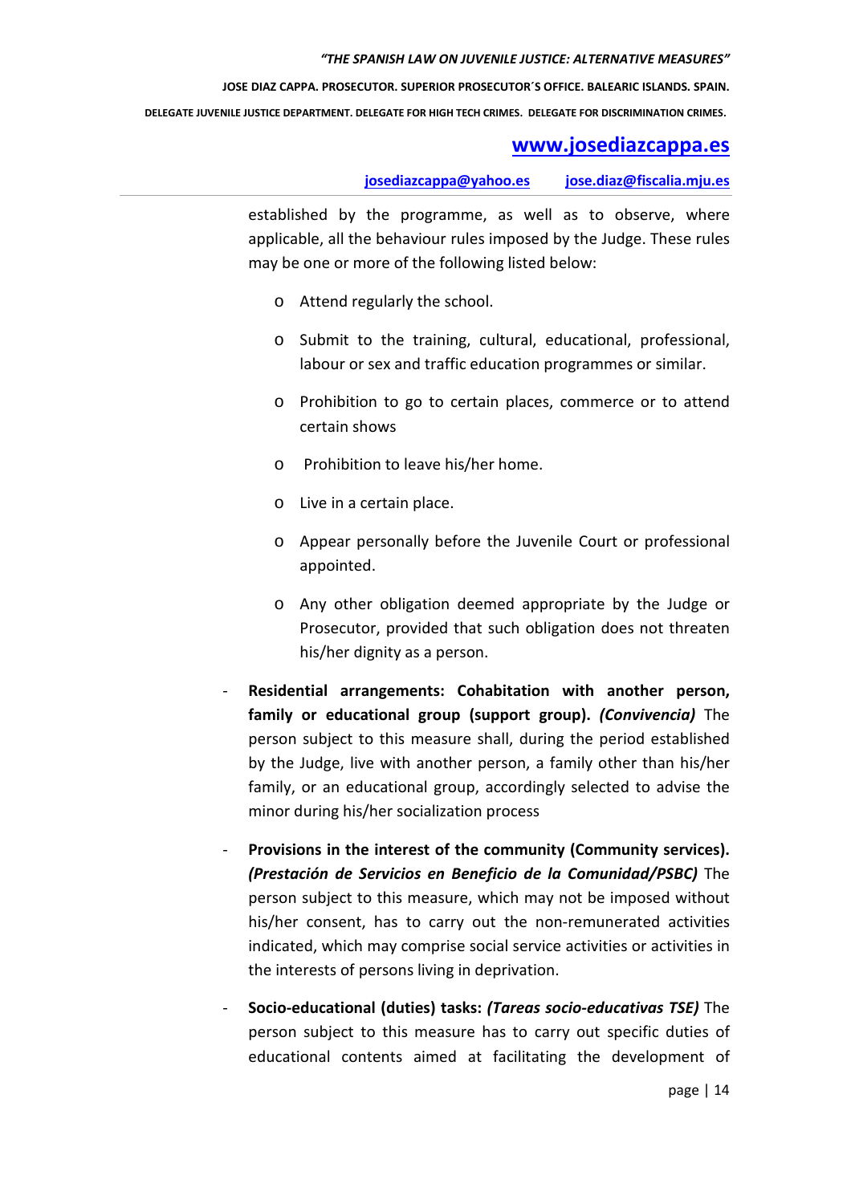established by the programme, as well as to observe, where applicable, all the behaviour rules imposed by the Judge. These rules may be one or more of the following listed below:

  - Attend regularly the school.
  - Submit to the training, cultural, educational, professional, labour or sex and traffic education programmes or similar.
  - Prohibition to go to certain places, commerce or to attend certain shows
  - Prohibition to leave his/her home.
  - Live in a certain place.
  - Appear personally before the Juvenile Court or professional appointed.
  - Any other obligation deemed appropriate by the Judge or Prosecutor, provided that such obligation does not threaten his/her dignity as a person.

- **Residential arrangements: Cohabitation with another person, family or educational group (support group).** ***(Convivencia)*** The person subject to this measure shall, during the period established by the Judge, live with another person, a family other than his/her family, or an educational group, accordingly selected to advise the minor during his/her socialization process

- **Provisions in the interest of the community (Community services).** ***(Prestación de Servicios en Beneficio de la Comunidad/PSBC)*** The person subject to this measure, which may not be imposed without his/her consent, has to carry out the non-remunerated activities indicated, which may comprise social service activities or activities in the interests of persons living in deprivation.

- **Socio-educational (duties) tasks:** ***(Tareas socio-educativas TSE)*** The person subject to this measure has to carry out specific duties of educational contents aimed at facilitating the development of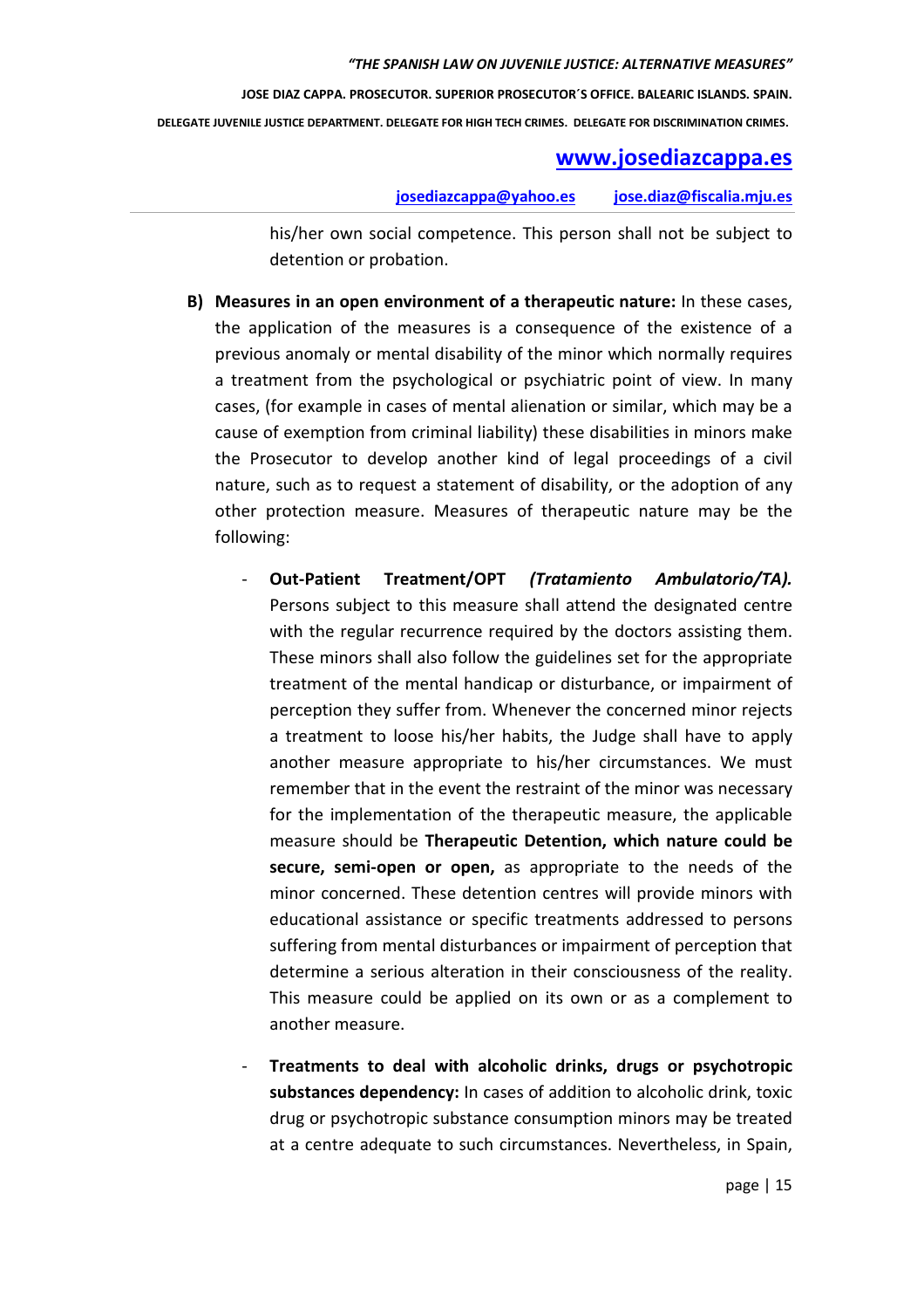his/her own social competence. This person shall not be subject to detention or probation.

**B) Measures in an open environment of a therapeutic nature:** In these cases, the application of the measures is a consequence of the existence of a previous anomaly or mental disability of the minor which normally requires a treatment from the psychological or psychiatric point of view. In many cases, (for example in cases of mental alienation or similar, which may be a cause of exemption from criminal liability) these disabilities in minors make the Prosecutor to develop another kind of legal proceedings of a civil nature, such as to request a statement of disability, or the adoption of any other protection measure. Measures of therapeutic nature may be the following:

- **Out-Patient Treatment/OPT** ***(Tratamiento Ambulatorio/TA).*** Persons subject to this measure shall attend the designated centre with the regular recurrence required by the doctors assisting them. These minors shall also follow the guidelines set for the appropriate treatment of the mental handicap or disturbance, or impairment of perception they suffer from. Whenever the concerned minor rejects a treatment to loose his/her habits, the Judge shall have to apply another measure appropriate to his/her circumstances. We must remember that in the event the restraint of the minor was necessary for the implementation of the therapeutic measure, the applicable measure should be **Therapeutic Detention, which nature could be secure, semi-open or open,** as appropriate to the needs of the minor concerned. These detention centres will provide minors with educational assistance or specific treatments addressed to persons suffering from mental disturbances or impairment of perception that determine a serious alteration in their consciousness of the reality. This measure could be applied on its own or as a complement to another measure.

- **Treatments to deal with alcoholic drinks, drugs or psychotropic substances dependency:** In cases of addition to alcoholic drink, toxic drug or psychotropic substance consumption minors may be treated at a centre adequate to such circumstances. Nevertheless, in Spain,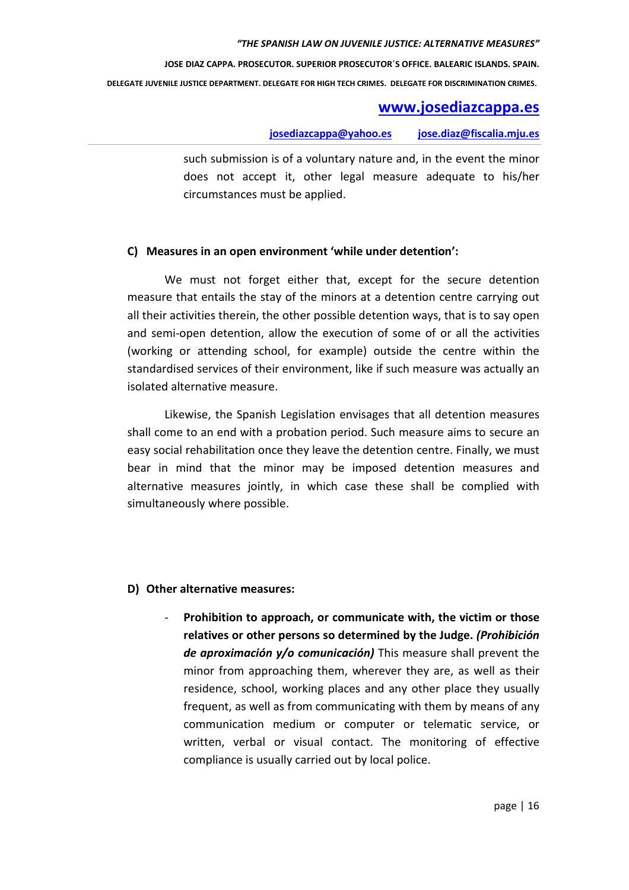such submission is of a voluntary nature and, in the event the minor does not accept it, other legal measure adequate to his/her circumstances must be applied.

**C) Measures in an open environment 'while under detention':**

We must not forget either that, except for the secure detention measure that entails the stay of the minors at a detention centre carrying out all their activities therein, the other possible detention ways, that is to say open and semi-open detention, allow the execution of some of or all the activities (working or attending school, for example) outside the centre within the standardised services of their environment, like if such measure was actually an isolated alternative measure.

Likewise, the Spanish Legislation envisages that all detention measures shall come to an end with a probation period. Such measure aims to secure an easy social rehabilitation once they leave the detention centre. Finally, we must bear in mind that the minor may be imposed detention measures and alternative measures jointly, in which case these shall be complied with simultaneously where possible.

**D) Other alternative measures:**

- **Prohibition to approach, or communicate with, the victim or those relatives or other persons so determined by the Judge.** ***(Prohibición de aproximación y/o comunicación)*** This measure shall prevent the minor from approaching them, wherever they are, as well as their residence, school, working places and any other place they usually frequent, as well as from communicating with them by means of any communication medium or computer or telematic service, or written, verbal or visual contact. The monitoring of effective compliance is usually carried out by local police.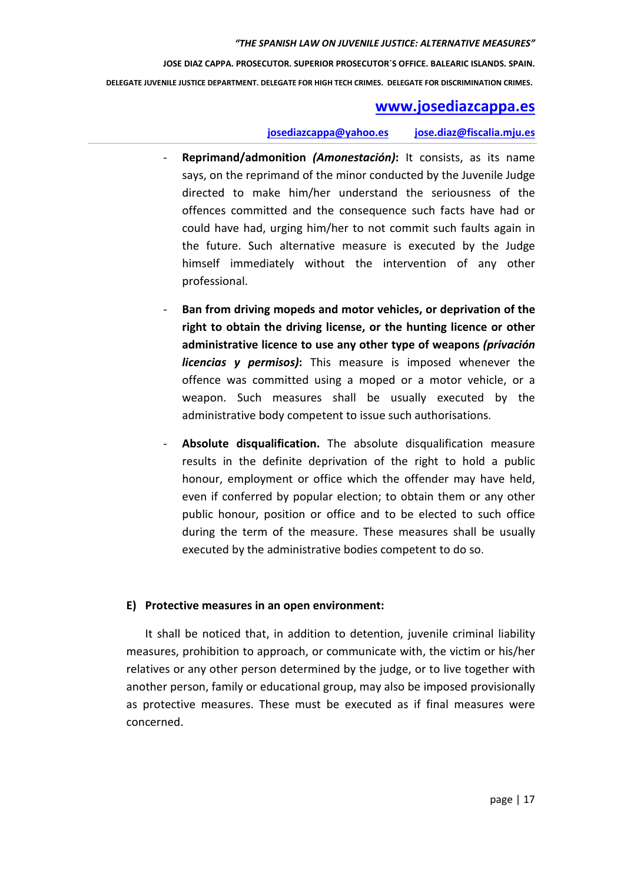- **Reprimand/admonition *(Amonestación)*:** It consists, as its name says, on the reprimand of the minor conducted by the Juvenile Judge directed to make him/her understand the seriousness of the offences committed and the consequence such facts have had or could have had, urging him/her to not commit such faults again in the future. Such alternative measure is executed by the Judge himself immediately without the intervention of any other professional.

- **Ban from driving mopeds and motor vehicles, or deprivation of the right to obtain the driving license, or the hunting licence or other administrative licence to use any other type of weapons *(privación licencias y permisos)*:** This measure is imposed whenever the offence was committed using a moped or a motor vehicle, or a weapon. Such measures shall be usually executed by the administrative body competent to issue such authorisations.

- **Absolute disqualification.** The absolute disqualification measure results in the definite deprivation of the right to hold a public honour, employment or office which the offender may have held, even if conferred by popular election; to obtain them or any other public honour, position or office and to be elected to such office during the term of the measure. These measures shall be usually executed by the administrative bodies competent to do so.

## E) Protective measures in an open environment:

It shall be noticed that, in addition to detention, juvenile criminal liability measures, prohibition to approach, or communicate with, the victim or his/her relatives or any other person determined by the judge, or to live together with another person, family or educational group, may also be imposed provisionally as protective measures. These must be executed as if final measures were concerned.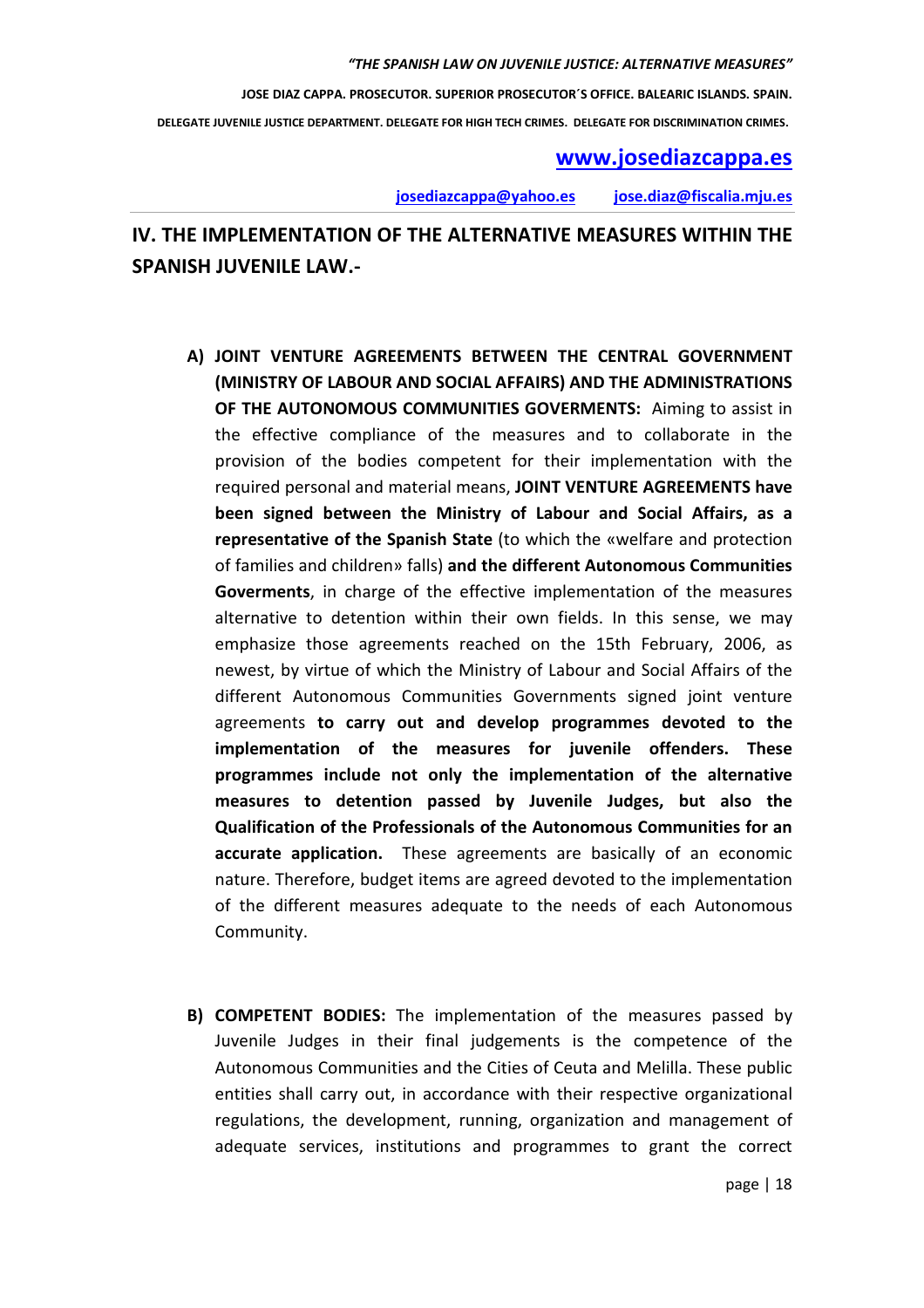## IV. THE IMPLEMENTATION OF THE ALTERNATIVE MEASURES WITHIN THE SPANISH JUVENILE LAW.-

A) **JOINT VENTURE AGREEMENTS BETWEEN THE CENTRAL GOVERNMENT (MINISTRY OF LABOUR AND SOCIAL AFFAIRS) AND THE ADMINISTRATIONS OF THE AUTONOMOUS COMMUNITIES GOVERMENTS:** Aiming to assist in the effective compliance of the measures and to collaborate in the provision of the bodies competent for their implementation with the required personal and material means, **JOINT VENTURE AGREEMENTS have been signed between the Ministry of Labour and Social Affairs, as a representative of the Spanish State** (to which the «welfare and protection of families and children» falls) **and the different Autonomous Communities Goverments**, in charge of the effective implementation of the measures alternative to detention within their own fields. In this sense, we may emphasize those agreements reached on the 15th February, 2006, as newest, by virtue of which the Ministry of Labour and Social Affairs of the different Autonomous Communities Governments signed joint venture agreements **to carry out and develop programmes devoted to the implementation of the measures for juvenile offenders. These programmes include not only the implementation of the alternative measures to detention passed by Juvenile Judges, but also the Qualification of the Professionals of the Autonomous Communities for an accurate application.** These agreements are basically of an economic nature. Therefore, budget items are agreed devoted to the implementation of the different measures adequate to the needs of each Autonomous Community.

B) **COMPETENT BODIES:** The implementation of the measures passed by Juvenile Judges in their final judgements is the competence of the Autonomous Communities and the Cities of Ceuta and Melilla. These public entities shall carry out, in accordance with their respective organizational regulations, the development, running, organization and management of adequate services, institutions and programmes to grant the correct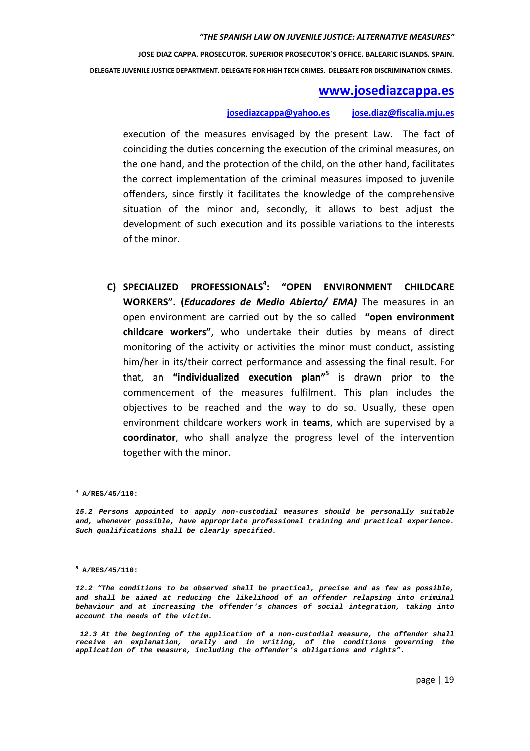execution of the measures envisaged by the present Law. The fact of coinciding the duties concerning the execution of the criminal measures, on the one hand, and the protection of the child, on the other hand, facilitates the correct implementation of the criminal measures imposed to juvenile offenders, since firstly it facilitates the knowledge of the comprehensive situation of the minor and, secondly, it allows to best adjust the development of such execution and its possible variations to the interests of the minor.

**C) SPECIALIZED PROFESSIONALS[4]: "OPEN ENVIRONMENT CHILDCARE WORKERS". (*Educadores de Medio Abierto/ EMA)*** The measures in an open environment are carried out by the so called **"open environment childcare workers"**, who undertake their duties by means of direct monitoring of the activity or activities the minor must conduct, assisting him/her in its/their correct performance and assessing the final result. For that, an **"individualized execution plan"[5]** is drawn prior to the commencement of the measures fulfilment. This plan includes the objectives to be reached and the way to do so. Usually, these open environment childcare workers work in **teams**, which are supervised by a **coordinator**, who shall analyze the progress level of the intervention together with the minor.

---

[4] **A/RES/45/110:**

***15.2 Persons appointed to apply non-custodial measures should be personally suitable and, whenever possible, have appropriate professional training and practical experience. Such qualifications shall be clearly specified.***

[5] **A/RES/45/110:**

***12.2 "The conditions to be observed shall be practical, precise and as few as possible, and shall be aimed at reducing the likelihood of an offender relapsing into criminal behaviour and at increasing the offender's chances of social integration, taking into account the needs of the victim.***

***12.3 At the beginning of the application of a non-custodial measure, the offender shall receive an explanation, orally and in writing, of the conditions governing the application of the measure, including the offender's obligations and rights".***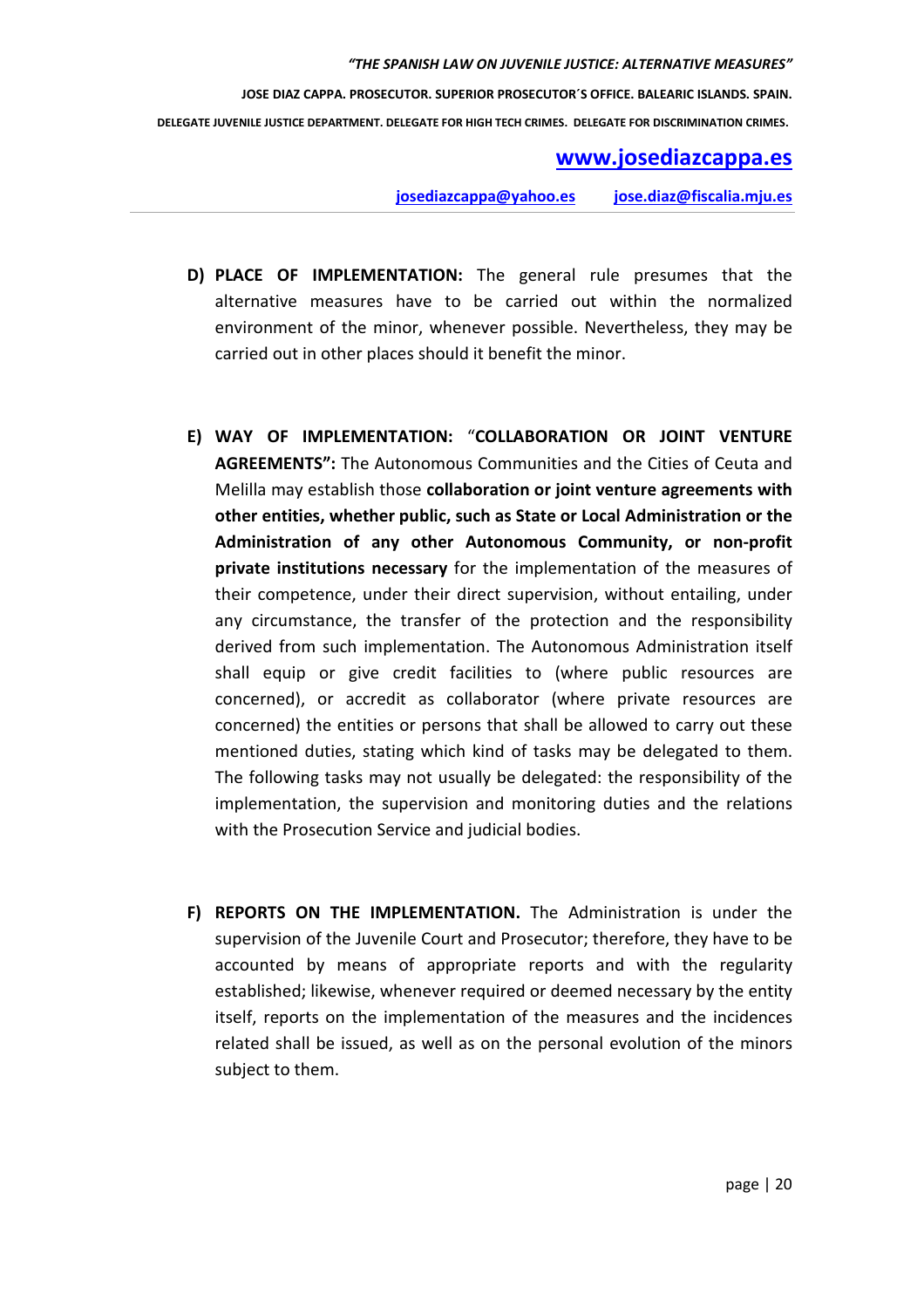**D) PLACE OF IMPLEMENTATION:** The general rule presumes that the alternative measures have to be carried out within the normalized environment of the minor, whenever possible. Nevertheless, they may be carried out in other places should it benefit the minor.

**E) WAY OF IMPLEMENTATION:** "**COLLABORATION OR JOINT VENTURE AGREEMENTS":** The Autonomous Communities and the Cities of Ceuta and Melilla may establish those **collaboration or joint venture agreements with other entities, whether public, such as State or Local Administration or the Administration of any other Autonomous Community, or non-profit private institutions necessary** for the implementation of the measures of their competence, under their direct supervision, without entailing, under any circumstance, the transfer of the protection and the responsibility derived from such implementation. The Autonomous Administration itself shall equip or give credit facilities to (where public resources are concerned), or accredit as collaborator (where private resources are concerned) the entities or persons that shall be allowed to carry out these mentioned duties, stating which kind of tasks may be delegated to them. The following tasks may not usually be delegated: the responsibility of the implementation, the supervision and monitoring duties and the relations with the Prosecution Service and judicial bodies.

**F) REPORTS ON THE IMPLEMENTATION.** The Administration is under the supervision of the Juvenile Court and Prosecutor; therefore, they have to be accounted by means of appropriate reports and with the regularity established; likewise, whenever required or deemed necessary by the entity itself, reports on the implementation of the measures and the incidences related shall be issued, as well as on the personal evolution of the minors subject to them.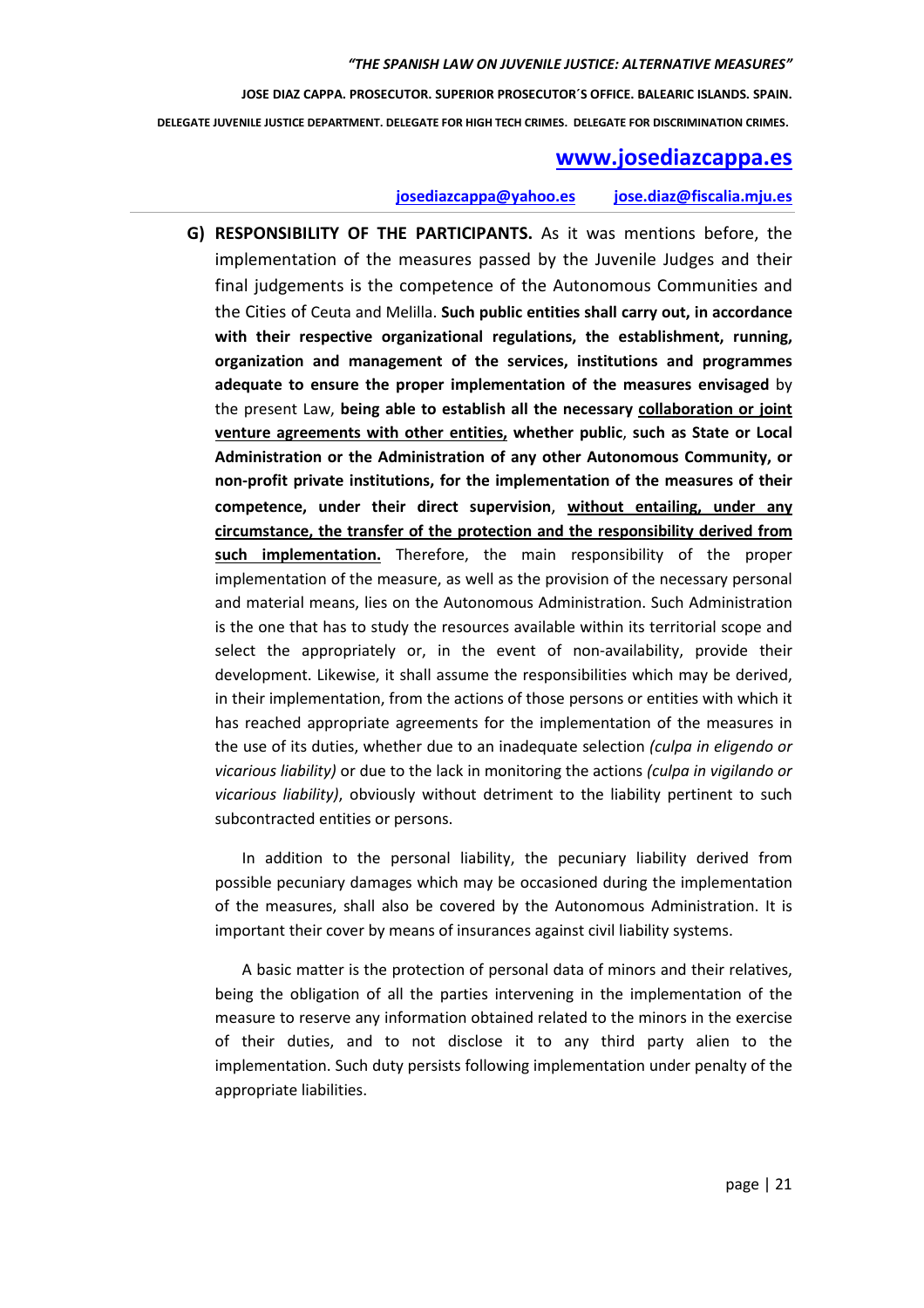**G) RESPONSIBILITY OF THE PARTICIPANTS.** As it was mentions before, the implementation of the measures passed by the Juvenile Judges and their final judgements is the competence of the Autonomous Communities and the Cities of Ceuta and Melilla. **Such public entities shall carry out, in accordance with their respective organizational regulations, the establishment, running, organization and management of the services, institutions and programmes adequate to ensure the proper implementation of the measures envisaged** by the present Law, **being able to establish all the necessary collaboration or joint venture agreements with other entities, whether public**, **such as State or Local Administration or the Administration of any other Autonomous Community, or non-profit private institutions, for the implementation of the measures of their competence, under their direct supervision**, **without entailing, under any circumstance, the transfer of the protection and the responsibility derived from such implementation.** Therefore, the main responsibility of the proper implementation of the measure, as well as the provision of the necessary personal and material means, lies on the Autonomous Administration. Such Administration is the one that has to study the resources available within its territorial scope and select the appropriately or, in the event of non-availability, provide their development. Likewise, it shall assume the responsibilities which may be derived, in their implementation, from the actions of those persons or entities with which it has reached appropriate agreements for the implementation of the measures in the use of its duties, whether due to an inadequate selection *(culpa in eligendo or vicarious liability)* or due to the lack in monitoring the actions *(culpa in vigilando or vicarious liability)*, obviously without detriment to the liability pertinent to such subcontracted entities or persons.

In addition to the personal liability, the pecuniary liability derived from possible pecuniary damages which may be occasioned during the implementation of the measures, shall also be covered by the Autonomous Administration. It is important their cover by means of insurances against civil liability systems.

A basic matter is the protection of personal data of minors and their relatives, being the obligation of all the parties intervening in the implementation of the measure to reserve any information obtained related to the minors in the exercise of their duties, and to not disclose it to any third party alien to the implementation. Such duty persists following implementation under penalty of the appropriate liabilities.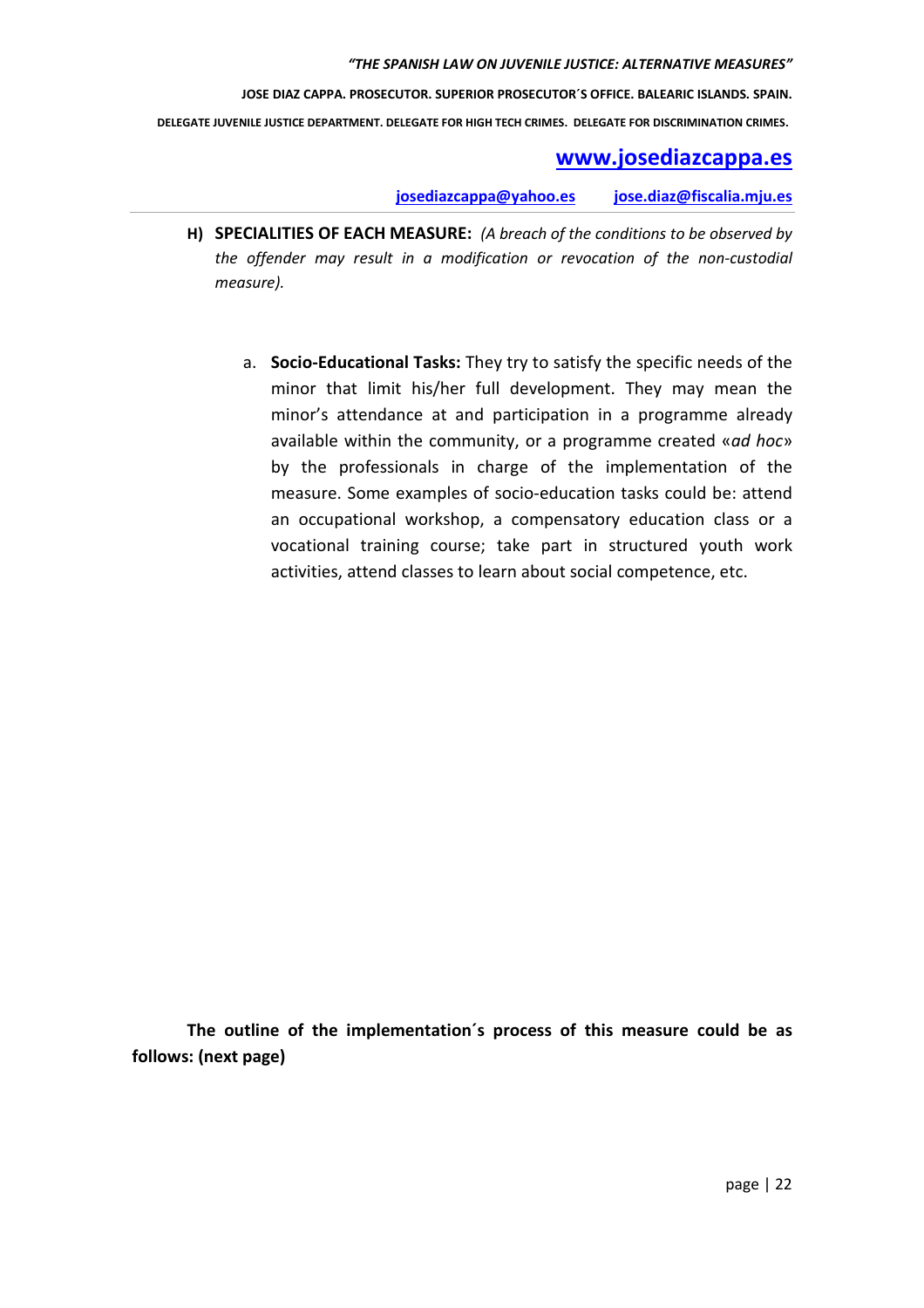**H) SPECIALITIES OF EACH MEASURE:** *(A breach of the conditions to be observed by the offender may result in a modification or revocation of the non-custodial measure).*

a. **Socio-Educational Tasks:** They try to satisfy the specific needs of the minor that limit his/her full development. They may mean the minor's attendance at and participation in a programme already available within the community, or a programme created «*ad hoc*» by the professionals in charge of the implementation of the measure. Some examples of socio-education tasks could be: attend an occupational workshop, a compensatory education class or a vocational training course; take part in structured youth work activities, attend classes to learn about social competence, etc.

**The outline of the implementation´s process of this measure could be as follows: (next page)**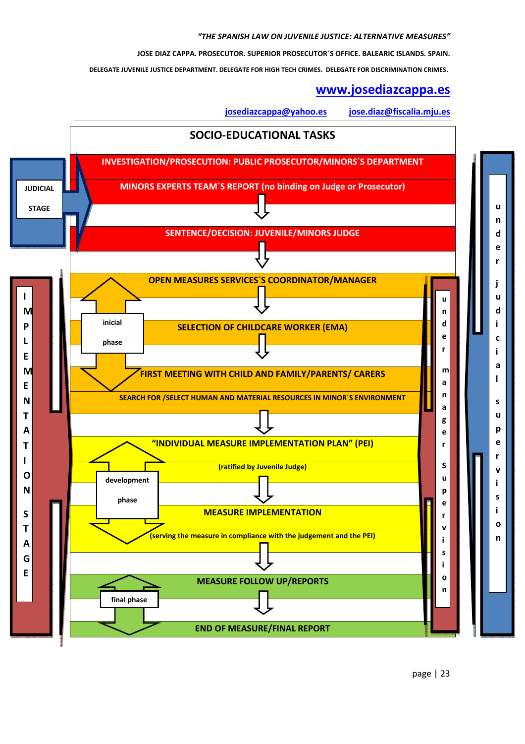## SOCIO-EDUCATIONAL TASKS

**JUDICIAL STAGE**

- **INVESTIGATION/PROSECUTION: PUBLIC PROSECUTOR/MINORS´S DEPARTMENT**
- **MINORS EXPERTS TEAM´S REPORT (no binding on Judge or Prosecutor)**
- ⇩
- **SENTENCE/DECISION: JUVENILE/MINORS JUDGE**
- ⇩

**IMPLEMENTATION STAGE**

*inicial phase*

- **OPEN MEASURES SERVICES´S COORDINATOR/MANAGER**
- ⇩
- **SELECTION OF CHILDCARE WORKER (EMA)**
- ⇩
- **FIRST MEETING WITH CHILD AND FAMILY/PARENTS/ CARERS**
- **SEARCH FOR /SELECT HUMAN AND MATERIAL RESOURCES IN MINOR´S ENVIRONMENT**
- ⇩

*development phase*

- **"INDIVIDUAL MEASURE IMPLEMENTATION PLAN" (PEI)**
- **(ratified by Juvenile Judge)**
- ⇩
- **MEASURE IMPLEMENTATION**
- **(serving the measure in compliance with the judgement and the PEI)**
- ⇩

*final phase*

- **MEASURE FOLLOW UP/REPORTS**
- ⇩
- **END OF MEASURE/FINAL REPORT**

**under manager Supervision** (implementation stage)

**under judicial supervision** (judicial and implementation stages)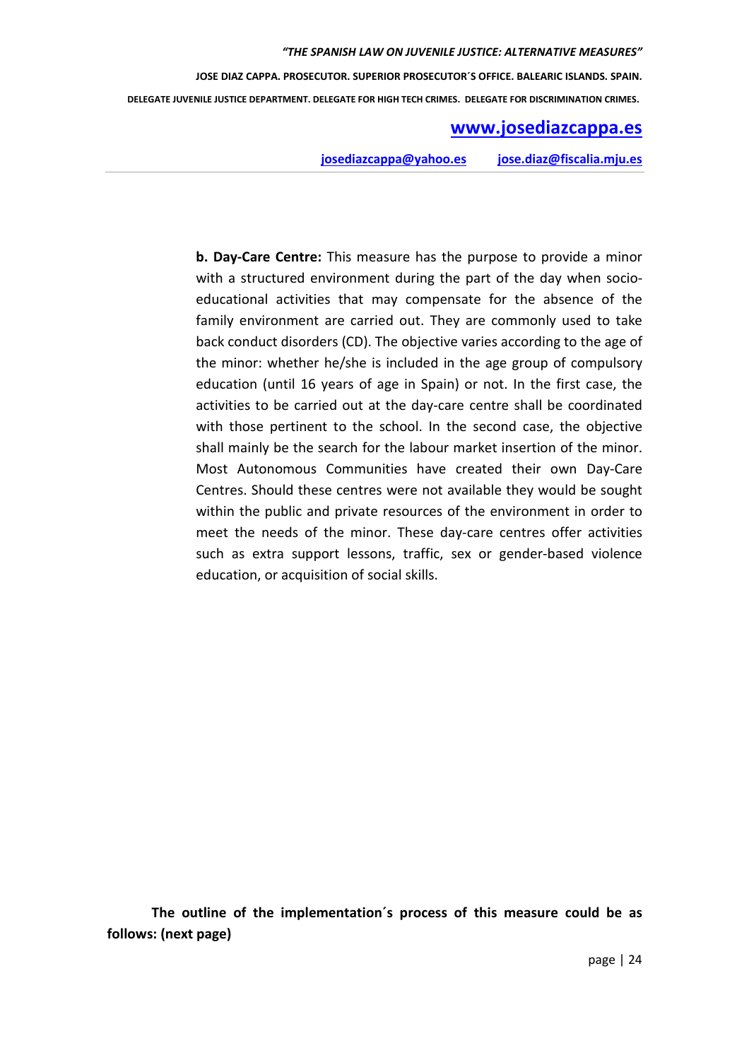**b. Day-Care Centre:** This measure has the purpose to provide a minor with a structured environment during the part of the day when socio-educational activities that may compensate for the absence of the family environment are carried out. They are commonly used to take back conduct disorders (CD). The objective varies according to the age of the minor: whether he/she is included in the age group of compulsory education (until 16 years of age in Spain) or not. In the first case, the activities to be carried out at the day-care centre shall be coordinated with those pertinent to the school. In the second case, the objective shall mainly be the search for the labour market insertion of the minor. Most Autonomous Communities have created their own Day-Care Centres. Should these centres were not available they would be sought within the public and private resources of the environment in order to meet the needs of the minor. These day-care centres offer activities such as extra support lessons, traffic, sex or gender-based violence education, or acquisition of social skills.

**The outline of the implementation´s process of this measure could be as follows: (next page)**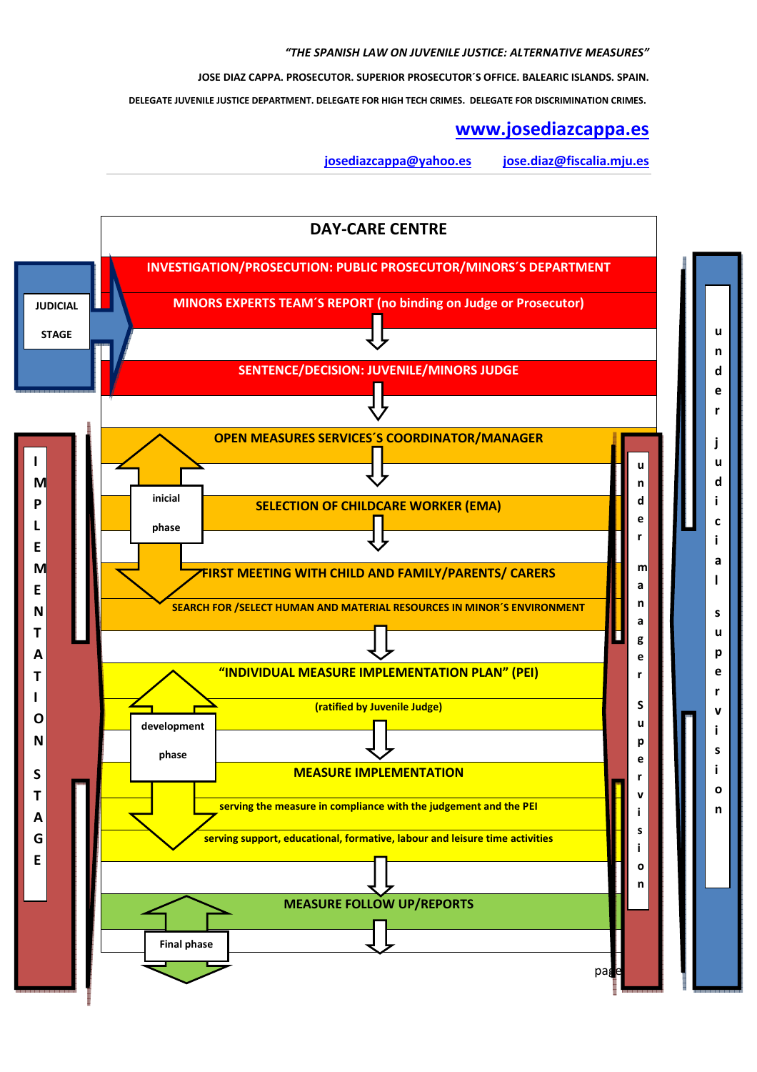*"THE SPANISH LAW ON JUVENILE JUSTICE: ALTERNATIVE MEASURES"*

JOSE DIAZ CAPPA. PROSECUTOR. SUPERIOR PROSECUTOR´S OFFICE. BALEARIC ISLANDS. SPAIN.

DELEGATE JUVENILE JUSTICE DEPARTMENT. DELEGATE FOR HIGH TECH CRIMES. DELEGATE FOR DISCRIMINATION CRIMES.

[www.josediazcappa.es](http://www.josediazcappa.es)

[josediazcappa@yahoo.es](mailto:josediazcappa@yahoo.es) [jose.diaz@fiscalia.mju.es](mailto:jose.diaz@fiscalia.mju.es)

---

## DAY-CARE CENTRE

**JUDICIAL STAGE**

- INVESTIGATION/PROSECUTION: PUBLIC PROSECUTOR/MINORS´S DEPARTMENT
- MINORS EXPERTS TEAM´S REPORT (no binding on Judge or Prosecutor)
- SENTENCE/DECISION: JUVENILE/MINORS JUDGE

**IMPLEMENTATION STAGE**

*inicial phase*

- OPEN MEASURES SERVICES´S COORDINATOR/MANAGER
- SELECTION OF CHILDCARE WORKER (EMA)
- FIRST MEETING WITH CHILD AND FAMILY/PARENTS/ CARERS
- SEARCH FOR /SELECT HUMAN AND MATERIAL RESOURCES IN MINOR´S ENVIRONMENT

*development phase*

- "INDIVIDUAL MEASURE IMPLEMENTATION PLAN" (PEI) (ratified by Juvenile Judge)
- MEASURE IMPLEMENTATION
  - serving the measure in compliance with the judgement and the PEI
  - serving support, educational, formative, labour and leisure time activities

*Final phase*

- MEASURE FOLLOW UP/REPORTS

under manager Supervision

under judicial supervision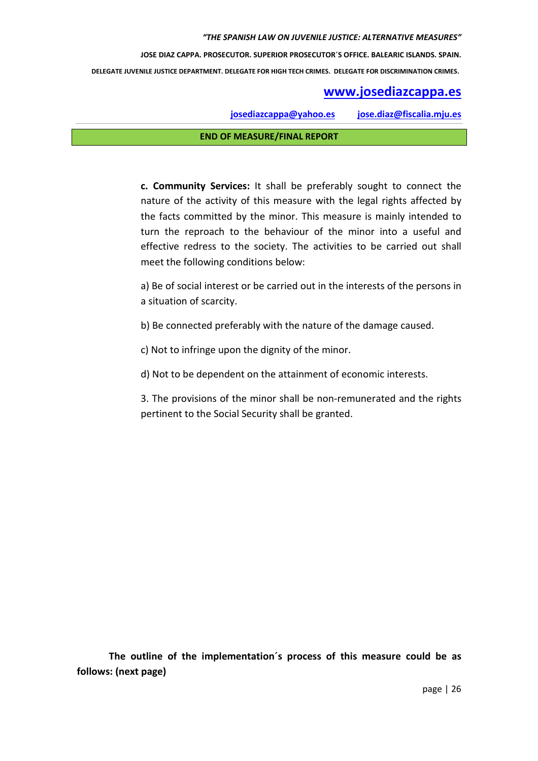**END OF MEASURE/FINAL REPORT**

**c. Community Services:** It shall be preferably sought to connect the nature of the activity of this measure with the legal rights affected by the facts committed by the minor. This measure is mainly intended to turn the reproach to the behaviour of the minor into a useful and effective redress to the society. The activities to be carried out shall meet the following conditions below:

a) Be of social interest or be carried out in the interests of the persons in a situation of scarcity.

b) Be connected preferably with the nature of the damage caused.

c) Not to infringe upon the dignity of the minor.

d) Not to be dependent on the attainment of economic interests.

3. The provisions of the minor shall be non-remunerated and the rights pertinent to the Social Security shall be granted.

**The outline of the implementation´s process of this measure could be as follows: (next page)**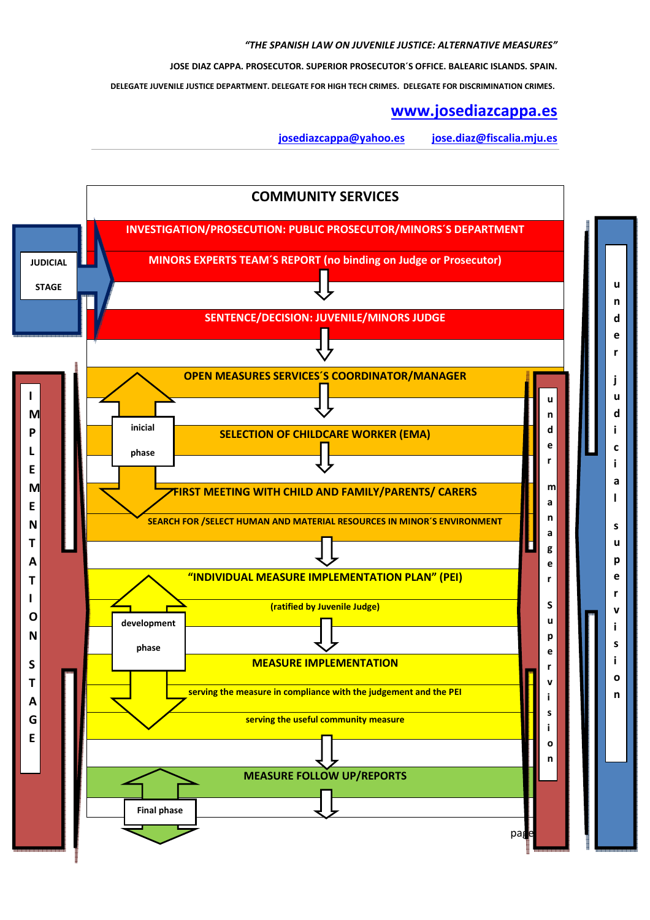*"THE SPANISH LAW ON JUVENILE JUSTICE: ALTERNATIVE MEASURES"*

JOSE DIAZ CAPPA. PROSECUTOR. SUPERIOR PROSECUTOR´S OFFICE. BALEARIC ISLANDS. SPAIN.

DELEGATE JUVENILE JUSTICE DEPARTMENT. DELEGATE FOR HIGH TECH CRIMES. DELEGATE FOR DISCRIMINATION CRIMES.

www.josediazcappa.es

josediazcappa@yahoo.es jose.diaz@fiscalia.mju.es

## COMMUNITY SERVICES

**JUDICIAL STAGE**

- INVESTIGATION/PROSECUTION: PUBLIC PROSECUTOR/MINORS´S DEPARTMENT
- MINORS EXPERTS TEAM´S REPORT (no binding on Judge or Prosecutor)
- SENTENCE/DECISION: JUVENILE/MINORS JUDGE

*under judicial supervision*

**IMPLEMENTATION STAGE**

*under manager Supervision*

**inicial phase**

- OPEN MEASURES SERVICES´S COORDINATOR/MANAGER
- SELECTION OF CHILDCARE WORKER (EMA)
- FIRST MEETING WITH CHILD AND FAMILY/PARENTS/ CARERS
- SEARCH FOR /SELECT HUMAN AND MATERIAL RESOURCES IN MINOR´S ENVIRONMENT

**development phase**

- "INDIVIDUAL MEASURE IMPLEMENTATION PLAN" (PEI)
  - (ratified by Juvenile Judge)
- MEASURE IMPLEMENTATION
  - serving the measure in compliance with the judgement and the PEI
  - serving the useful community measure

**Final phase**

- MEASURE FOLLOW UP/REPORTS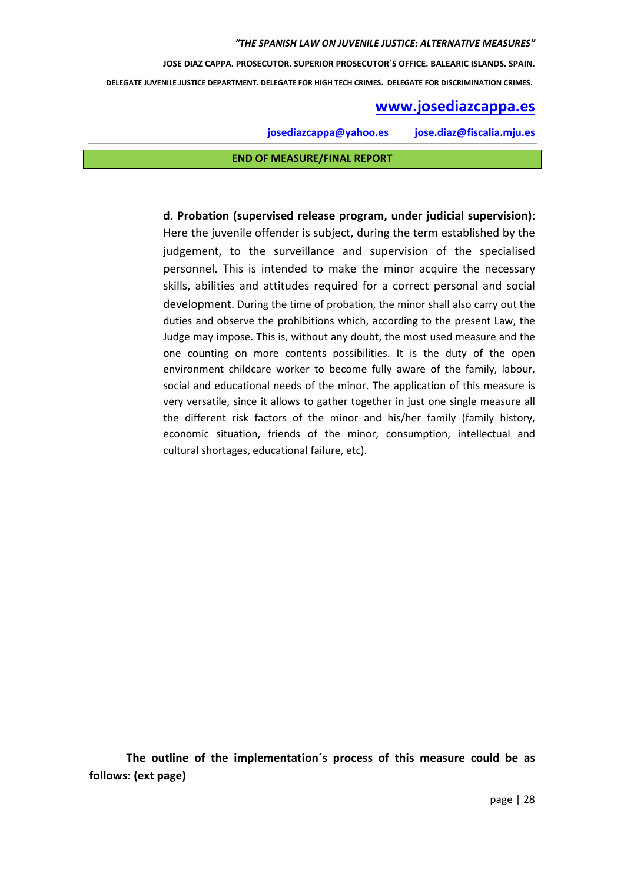**END OF MEASURE/FINAL REPORT**

**d. Probation (supervised release program, under judicial supervision):** Here the juvenile offender is subject, during the term established by the judgement, to the surveillance and supervision of the specialised personnel. This is intended to make the minor acquire the necessary skills, abilities and attitudes required for a correct personal and social development. During the time of probation, the minor shall also carry out the duties and observe the prohibitions which, according to the present Law, the Judge may impose. This is, without any doubt, the most used measure and the one counting on more contents possibilities. It is the duty of the open environment childcare worker to become fully aware of the family, labour, social and educational needs of the minor. The application of this measure is very versatile, since it allows to gather together in just one single measure all the different risk factors of the minor and his/her family (family history, economic situation, friends of the minor, consumption, intellectual and cultural shortages, educational failure, etc).

**The outline of the implementation´s process of this measure could be as follows: (ext page)**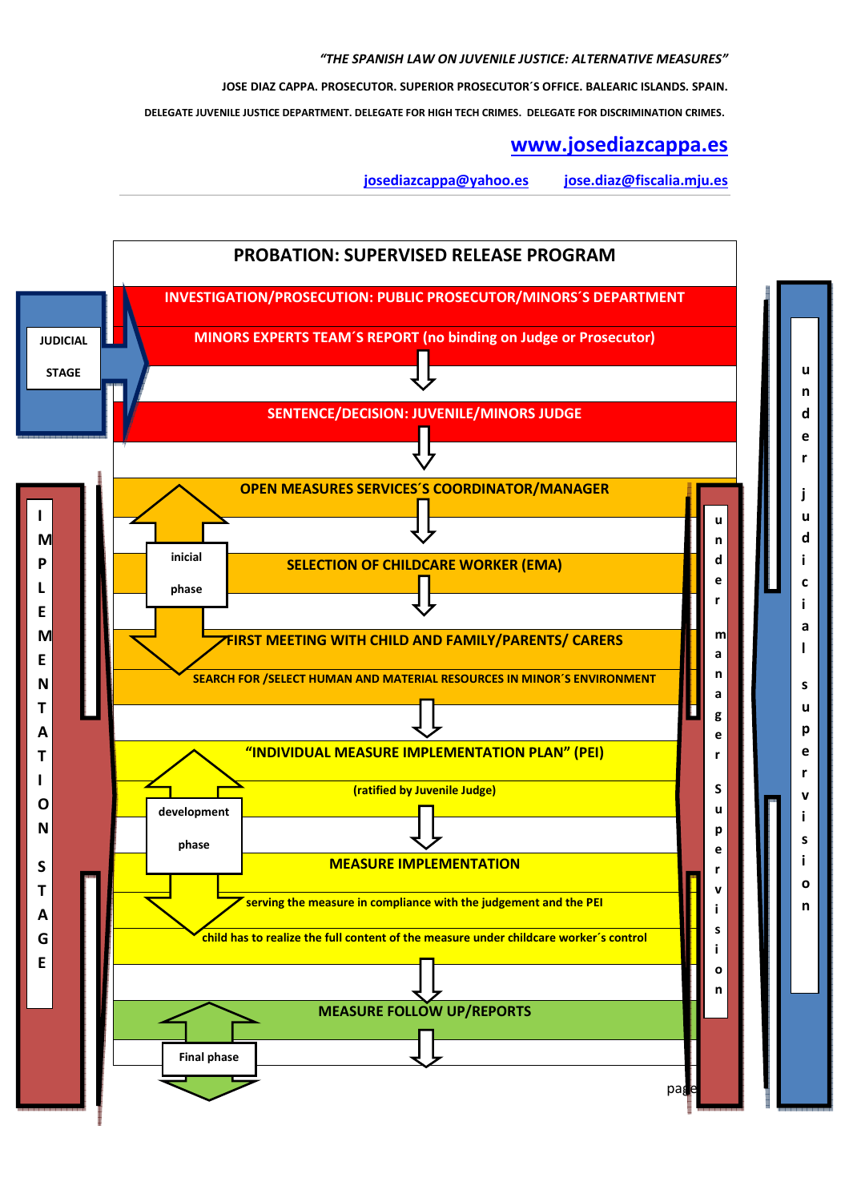*"THE SPANISH LAW ON JUVENILE JUSTICE: ALTERNATIVE MEASURES"*

**JOSE DIAZ CAPPA. PROSECUTOR. SUPERIOR PROSECUTOR´S OFFICE. BALEARIC ISLANDS. SPAIN.**

**DELEGATE JUVENILE JUSTICE DEPARTMENT. DELEGATE FOR HIGH TECH CRIMES. DELEGATE FOR DISCRIMINATION CRIMES.**

**www.josediazcappa.es**

**josediazcappa@yahoo.es** **jose.diaz@fiscalia.mju.es**

## PROBATION: SUPERVISED RELEASE PROGRAM

**JUDICIAL STAGE**

- **INVESTIGATION/PROSECUTION: PUBLIC PROSECUTOR/MINORS´S DEPARTMENT**
- **MINORS EXPERTS TEAM´S REPORT (no binding on Judge or Prosecutor)**
- **SENTENCE/DECISION: JUVENILE/MINORS JUDGE**

**IMPLEMENTATION STAGE**

**inicial phase**

- **OPEN MEASURES SERVICES´S COORDINATOR/MANAGER**
- **SELECTION OF CHILDCARE WORKER (EMA)**
- **FIRST MEETING WITH CHILD AND FAMILY/PARENTS/ CARERS**
- **SEARCH FOR /SELECT HUMAN AND MATERIAL RESOURCES IN MINOR´S ENVIRONMENT**

**development phase**

- **"INDIVIDUAL MEASURE IMPLEMENTATION PLAN" (PEI)** (ratified by Juvenile Judge)
- **MEASURE IMPLEMENTATION**
  - serving the measure in compliance with the judgement and the PEI
  - child has to realize the full content of the measure under childcare worker´s control

**Final phase**

- **MEASURE FOLLOW UP/REPORTS**

**under manager Supervision**

**under judicial supervision**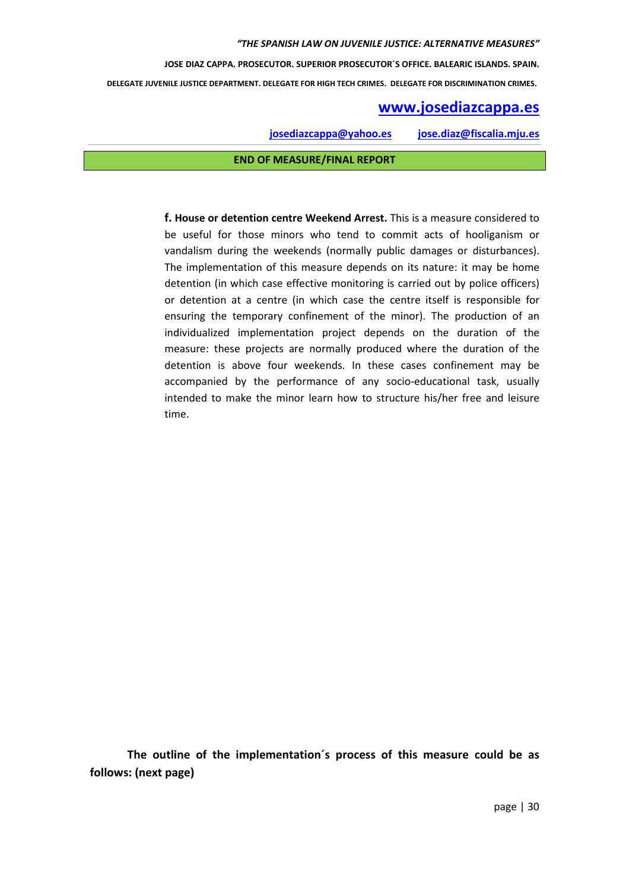**END OF MEASURE/FINAL REPORT**

**f. House or detention centre Weekend Arrest.** This is a measure considered to be useful for those minors who tend to commit acts of hooliganism or vandalism during the weekends (normally public damages or disturbances). The implementation of this measure depends on its nature: it may be home detention (in which case effective monitoring is carried out by police officers) or detention at a centre (in which case the centre itself is responsible for ensuring the temporary confinement of the minor). The production of an individualized implementation project depends on the duration of the measure: these projects are normally produced where the duration of the detention is above four weekends. In these cases confinement may be accompanied by the performance of any socio-educational task, usually intended to make the minor learn how to structure his/her free and leisure time.

**The outline of the implementation´s process of this measure could be as follows: (next page)**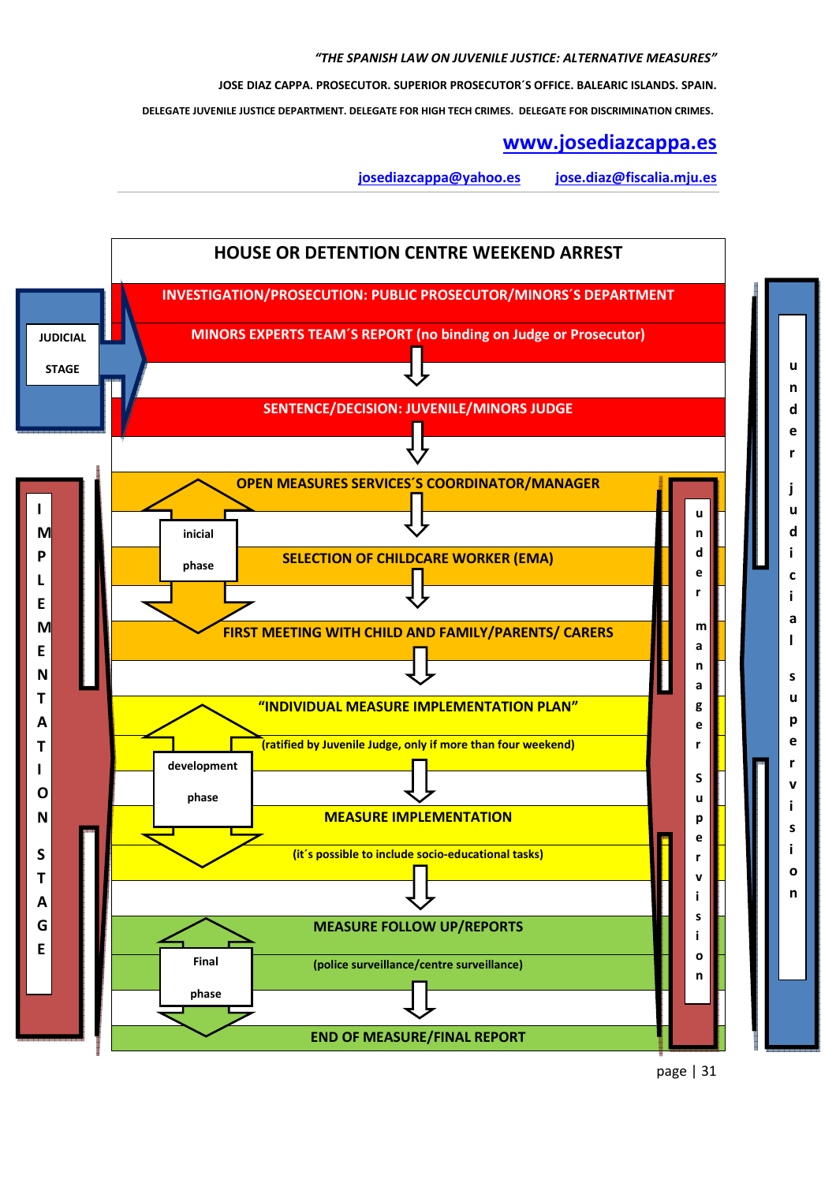# HOUSE OR DETENTION CENTRE WEEKEND ARREST

**JUDICIAL STAGE**

- INVESTIGATION/PROSECUTION: PUBLIC PROSECUTOR/MINORS´S DEPARTMENT
- MINORS EXPERTS TEAM´S REPORT (no binding on Judge or Prosecutor)
- ⇩
- SENTENCE/DECISION: JUVENILE/MINORS JUDGE
- ⇩

**IMPLEMENTATION STAGE**

**inicial phase**

- OPEN MEASURES SERVICES´S COORDINATOR/MANAGER
- ⇩
- SELECTION OF CHILDCARE WORKER (EMA)
- ⇩
- FIRST MEETING WITH CHILD AND FAMILY/PARENTS/ CARERS
- ⇩

**development phase**

- "INDIVIDUAL MEASURE IMPLEMENTATION PLAN"
- (ratified by Juvenile Judge, only if more than four weekend)
- ⇩
- MEASURE IMPLEMENTATION
- (it´s possible to include socio-educational tasks)
- ⇩

**Final phase**

- MEASURE FOLLOW UP/REPORTS
- (police surveillance/centre surveillance)
- ⇩
- END OF MEASURE/FINAL REPORT

**under manager Supervision**

**under judicial supervision**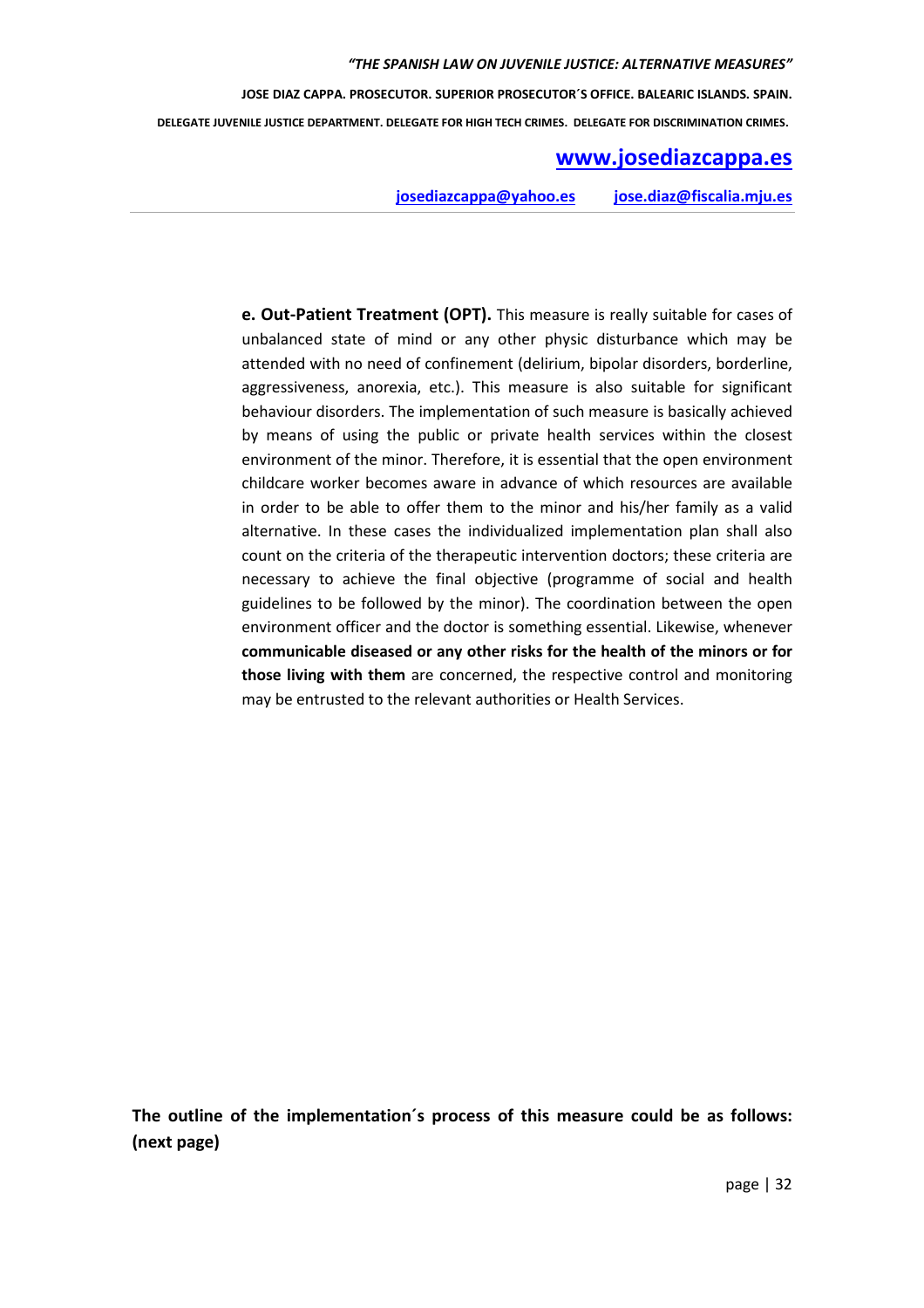**e. Out-Patient Treatment (OPT).** This measure is really suitable for cases of unbalanced state of mind or any other physic disturbance which may be attended with no need of confinement (delirium, bipolar disorders, borderline, aggressiveness, anorexia, etc.). This measure is also suitable for significant behaviour disorders. The implementation of such measure is basically achieved by means of using the public or private health services within the closest environment of the minor. Therefore, it is essential that the open environment childcare worker becomes aware in advance of which resources are available in order to be able to offer them to the minor and his/her family as a valid alternative. In these cases the individualized implementation plan shall also count on the criteria of the therapeutic intervention doctors; these criteria are necessary to achieve the final objective (programme of social and health guidelines to be followed by the minor). The coordination between the open environment officer and the doctor is something essential. Likewise, whenever **communicable diseased or any other risks for the health of the minors or for those living with them** are concerned, the respective control and monitoring may be entrusted to the relevant authorities or Health Services.

**The outline of the implementation´s process of this measure could be as follows: (next page)**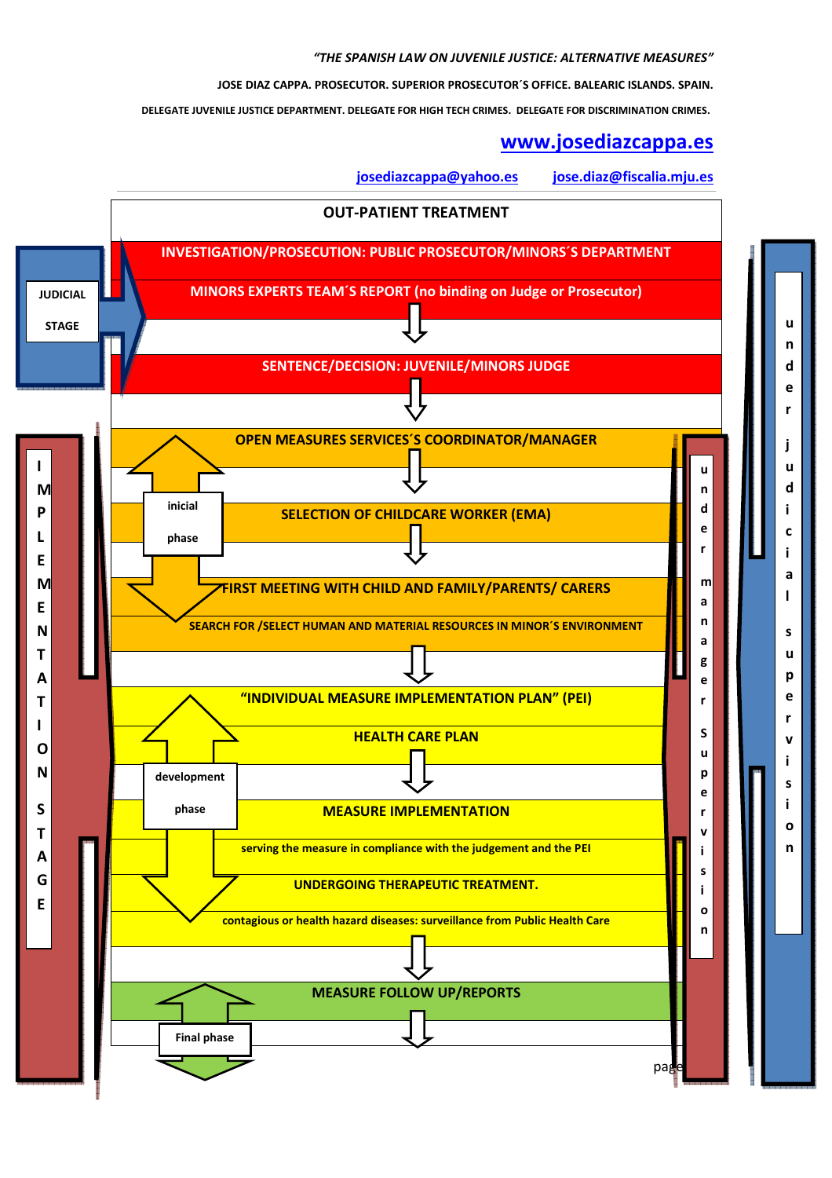*"THE SPANISH LAW ON JUVENILE JUSTICE: ALTERNATIVE MEASURES"*

**JOSE DIAZ CAPPA. PROSECUTOR. SUPERIOR PROSECUTOR´S OFFICE. BALEARIC ISLANDS. SPAIN.**

**DELEGATE JUVENILE JUSTICE DEPARTMENT. DELEGATE FOR HIGH TECH CRIMES. DELEGATE FOR DISCRIMINATION CRIMES.**

**www.josediazcappa.es**

**josediazcappa@yahoo.es** **jose.diaz@fiscalia.mju.es**

## OUT-PATIENT TREATMENT

**JUDICIAL STAGE**

- **INVESTIGATION/PROSECUTION: PUBLIC PROSECUTOR/MINORS´S DEPARTMENT**
- **MINORS EXPERTS TEAM´S REPORT (no binding on Judge or Prosecutor)**
- **SENTENCE/DECISION: JUVENILE/MINORS JUDGE**

**IMPLEMENTATION STAGE**

**inicial phase**

- **OPEN MEASURES SERVICES´S COORDINATOR/MANAGER**
- **SELECTION OF CHILDCARE WORKER (EMA)**
- **FIRST MEETING WITH CHILD AND FAMILY/PARENTS/ CARERS**
- **SEARCH FOR /SELECT HUMAN AND MATERIAL RESOURCES IN MINOR´S ENVIRONMENT**

**development phase**

- **"INDIVIDUAL MEASURE IMPLEMENTATION PLAN" (PEI)**
- **HEALTH CARE PLAN**
- **MEASURE IMPLEMENTATION**
  - serving the measure in compliance with the judgement and the PEI
- **UNDERGOING THERAPEUTIC TREATMENT.**
  - contagious or health hazard diseases: surveillance from Public Health Care

**Final phase**

- **MEASURE FOLLOW UP/REPORTS**

**under manager Supervision**

**under judicial supervision**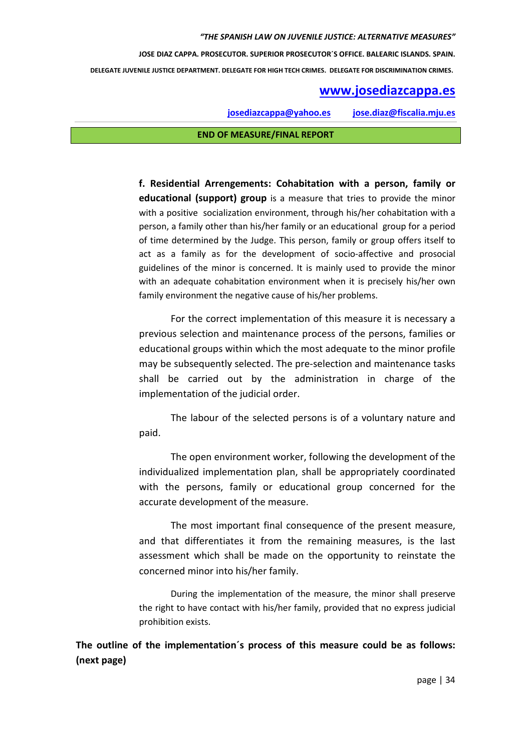**END OF MEASURE/FINAL REPORT**

**f. Residential Arrengements: Cohabitation with a person, family or educational (support) group** is a measure that tries to provide the minor with a positive socialization environment, through his/her cohabitation with a person, a family other than his/her family or an educational group for a period of time determined by the Judge. This person, family or group offers itself to act as a family as for the development of socio-affective and prosocial guidelines of the minor is concerned. It is mainly used to provide the minor with an adequate cohabitation environment when it is precisely his/her own family environment the negative cause of his/her problems.

For the correct implementation of this measure it is necessary a previous selection and maintenance process of the persons, families or educational groups within which the most adequate to the minor profile may be subsequently selected. The pre-selection and maintenance tasks shall be carried out by the administration in charge of the implementation of the judicial order.

The labour of the selected persons is of a voluntary nature and paid.

The open environment worker, following the development of the individualized implementation plan, shall be appropriately coordinated with the persons, family or educational group concerned for the accurate development of the measure.

The most important final consequence of the present measure, and that differentiates it from the remaining measures, is the last assessment which shall be made on the opportunity to reinstate the concerned minor into his/her family.

During the implementation of the measure, the minor shall preserve the right to have contact with his/her family, provided that no express judicial prohibition exists.

**The outline of the implementation´s process of this measure could be as follows: (next page)**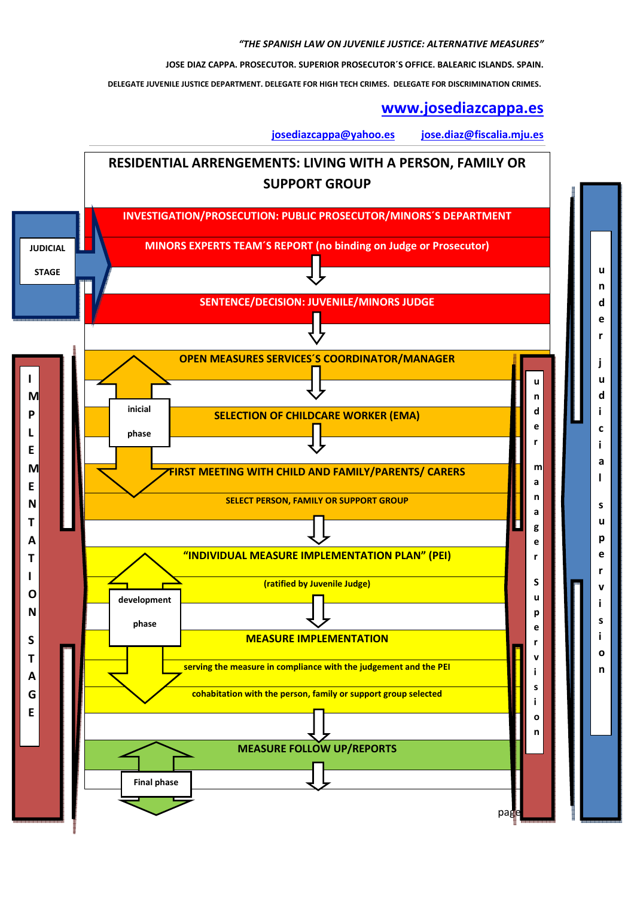*"THE SPANISH LAW ON JUVENILE JUSTICE: ALTERNATIVE MEASURES"*

**JOSE DIAZ CAPPA. PROSECUTOR. SUPERIOR PROSECUTOR´S OFFICE. BALEARIC ISLANDS. SPAIN.**

**DELEGATE JUVENILE JUSTICE DEPARTMENT. DELEGATE FOR HIGH TECH CRIMES. DELEGATE FOR DISCRIMINATION CRIMES.**

**www.josediazcappa.es**

josediazcappa@yahoo.es jose.diaz@fiscalia.mju.es

## RESIDENTIAL ARRENGEMENTS: LIVING WITH A PERSON, FAMILY OR SUPPORT GROUP

**JUDICIAL STAGE** (under judicial supervision)

- **INVESTIGATION/PROSECUTION: PUBLIC PROSECUTOR/MINORS´S DEPARTMENT**
- **MINORS EXPERTS TEAM´S REPORT (no binding on Judge or Prosecutor)**
- **SENTENCE/DECISION: JUVENILE/MINORS JUDGE**

**IMPLEMENTATION STAGE** (under manager supervision)

*inicial phase*

- **OPEN MEASURES SERVICES´S COORDINATOR/MANAGER**
- **SELECTION OF CHILDCARE WORKER (EMA)**
- **FIRST MEETING WITH CHILD AND FAMILY/PARENTS/ CARERS**
- **SELECT PERSON, FAMILY OR SUPPORT GROUP**

*development phase*

- **"INDIVIDUAL MEASURE IMPLEMENTATION PLAN" (PEI)**
  - (ratified by Juvenile Judge)
- **MEASURE IMPLEMENTATION**
  - serving the measure in compliance with the judgement and the PEI
  - cohabitation with the person, family or support group selected

*Final phase*

- **MEASURE FOLLOW UP/REPORTS**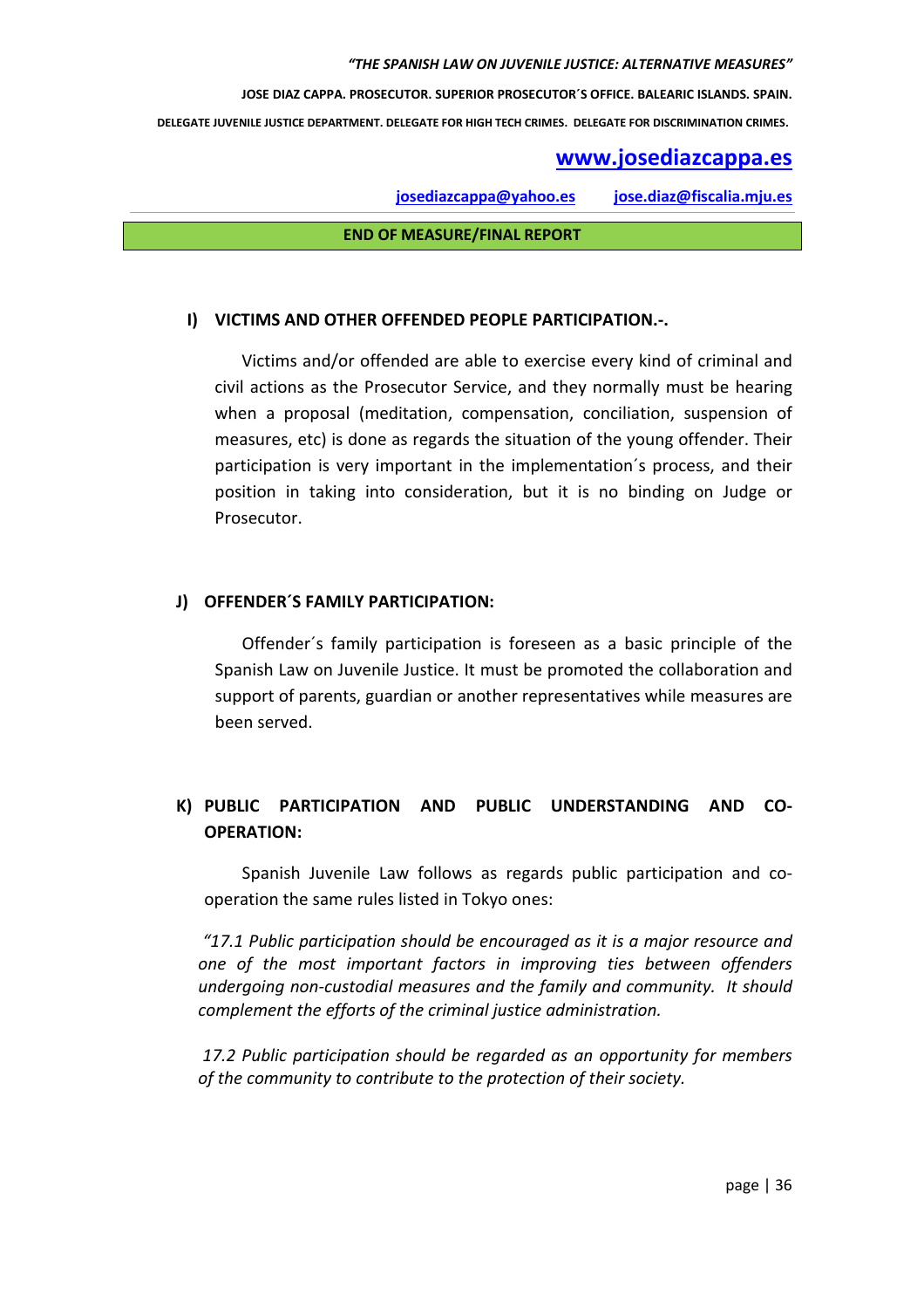**END OF MEASURE/FINAL REPORT**

## I) VICTIMS AND OTHER OFFENDED PEOPLE PARTICIPATION.-.

Victims and/or offended are able to exercise every kind of criminal and civil actions as the Prosecutor Service, and they normally must be hearing when a proposal (meditation, compensation, conciliation, suspension of measures, etc) is done as regards the situation of the young offender. Their participation is very important in the implementation´s process, and their position in taking into consideration, but it is no binding on Judge or Prosecutor.

## J) OFFENDER´S FAMILY PARTICIPATION:

Offender´s family participation is foreseen as a basic principle of the Spanish Law on Juvenile Justice. It must be promoted the collaboration and support of parents, guardian or another representatives while measures are been served.

## K) PUBLIC PARTICIPATION AND PUBLIC UNDERSTANDING AND CO-OPERATION:

Spanish Juvenile Law follows as regards public participation and co-operation the same rules listed in Tokyo ones:

*"17.1 Public participation should be encouraged as it is a major resource and one of the most important factors in improving ties between offenders undergoing non-custodial measures and the family and community. It should complement the efforts of the criminal justice administration.*

*17.2 Public participation should be regarded as an opportunity for members of the community to contribute to the protection of their society.*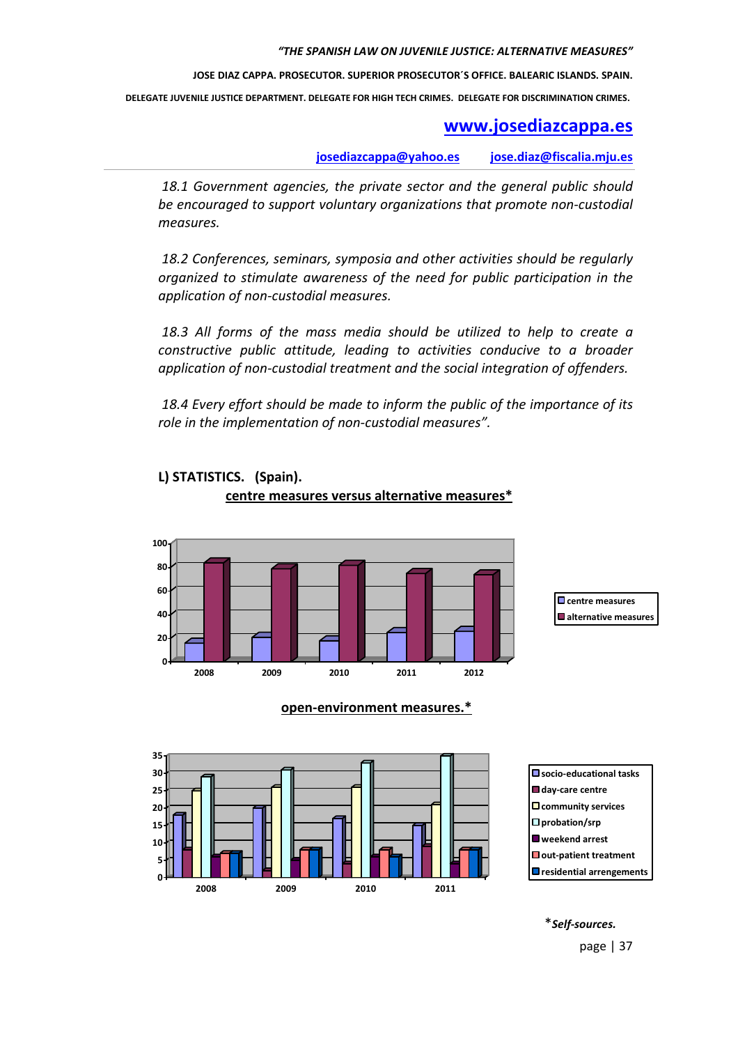*18.1 Government agencies, the private sector and the general public should be encouraged to support voluntary organizations that promote non-custodial measures.*

*18.2 Conferences, seminars, symposia and other activities should be regularly organized to stimulate awareness of the need for public participation in the application of non-custodial measures.*

*18.3 All forms of the mass media should be utilized to help to create a constructive public attitude, leading to activities conducive to a broader application of non-custodial treatment and the social integration of offenders.*

*18.4 Every effort should be made to inform the public of the importance of its role in the implementation of non-custodial measures".*

**L) STATISTICS. (Spain).**

**centre measures versus alternative measures***

100
80
60
40
20
0
2008
2009
2010
2011
2012
centre measures
alternative measures

**open-environment measures.***

35
30
25
20
15
10
5
0
2008
2009
2010
2011
socio-educational tasks
day-care centre
community services
probation/srp
weekend arrest
out-patient treatment
residential arrengements

**Self-sources.*